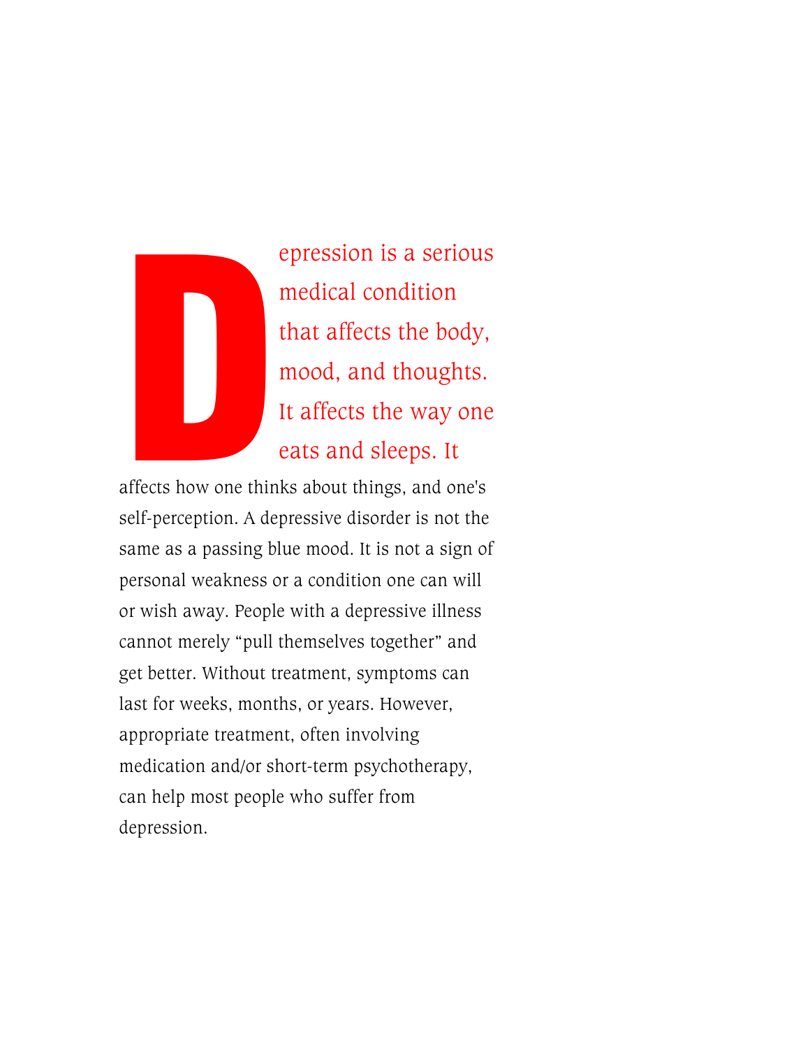Depression is a serious medical condition that affects the body, mood, and thoughts. It affects the way one eats and sleeps. It affects how one thinks about things, and one's self-perception. A depressive disorder is not the same as a passing blue mood. It is not a sign of personal weakness or a condition one can will or wish away. People with a depressive illness cannot merely "pull themselves together" and get better. Without treatment, symptoms can last for weeks, months, or years. However, appropriate treatment, often involving medication and/or short-term psychotherapy, can help most people who suffer from depression.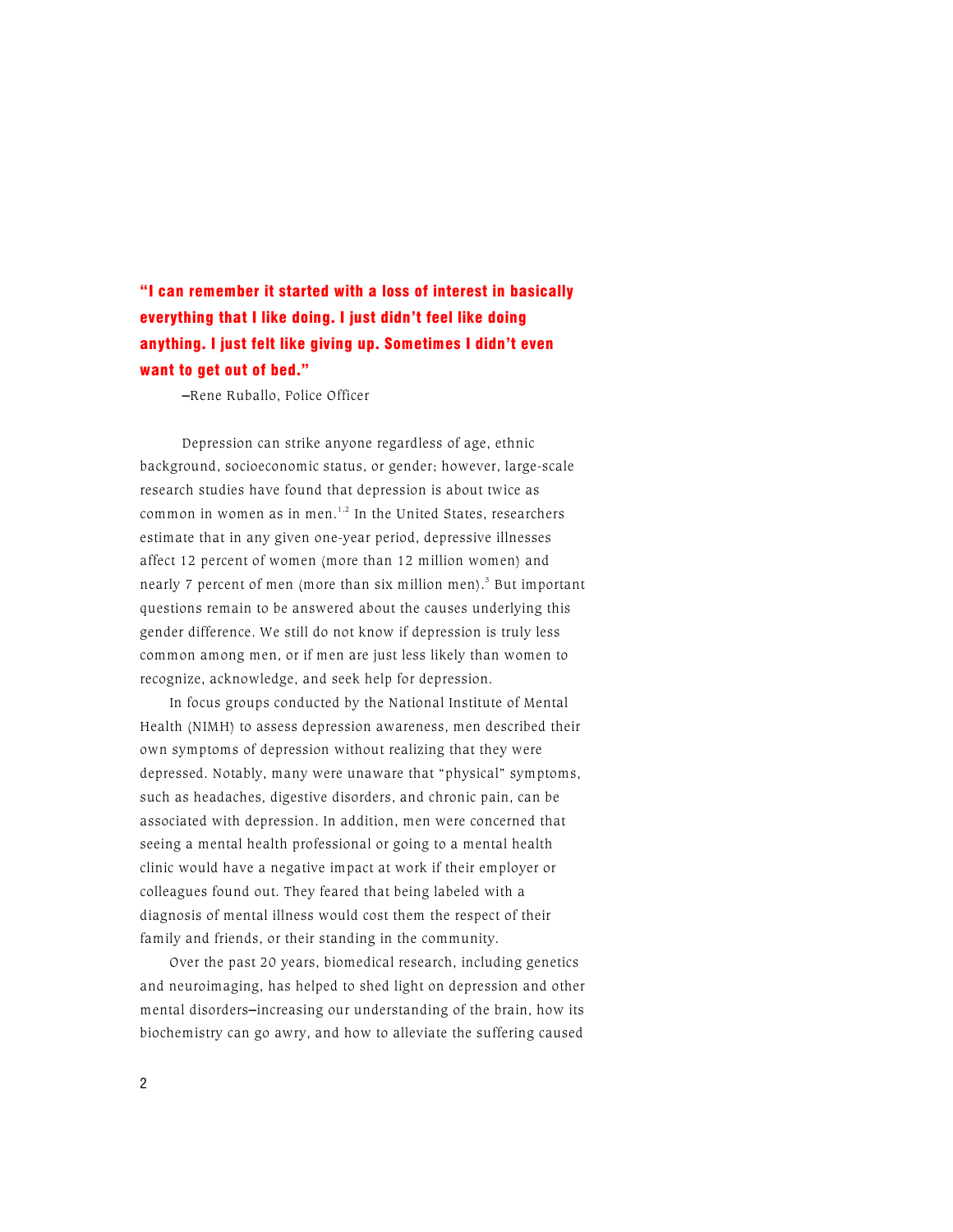**"I can remember it started with a loss of interest in basically everything that I like doing. I just didn't feel like doing anything. I just felt like giving up. Sometimes I didn't even want to get out of bed."**

—Rene Ruballo, Police Officer

Depression can strike anyone regardless of age, ethnic background, socioeconomic status, or gender; however, large-scale research studies have found that depression is about twice as common in women as in men.[1,2] In the United States, researchers estimate that in any given one-year period, depressive illnesses affect 12 percent of women (more than 12 million women) and nearly 7 percent of men (more than six million men).[3] But important questions remain to be answered about the causes underlying this gender difference. We still do not know if depression is truly less common among men, or if men are just less likely than women to recognize, acknowledge, and seek help for depression.

In focus groups conducted by the National Institute of Mental Health (NIMH) to assess depression awareness, men described their own symptoms of depression without realizing that they were depressed. Notably, many were unaware that "physical" symptoms, such as headaches, digestive disorders, and chronic pain, can be associated with depression. In addition, men were concerned that seeing a mental health professional or going to a mental health clinic would have a negative impact at work if their employer or colleagues found out. They feared that being labeled with a diagnosis of mental illness would cost them the respect of their family and friends, or their standing in the community.

Over the past 20 years, biomedical research, including genetics and neuroimaging, has helped to shed light on depression and other mental disorders—increasing our understanding of the brain, how its biochemistry can go awry, and how to alleviate the suffering caused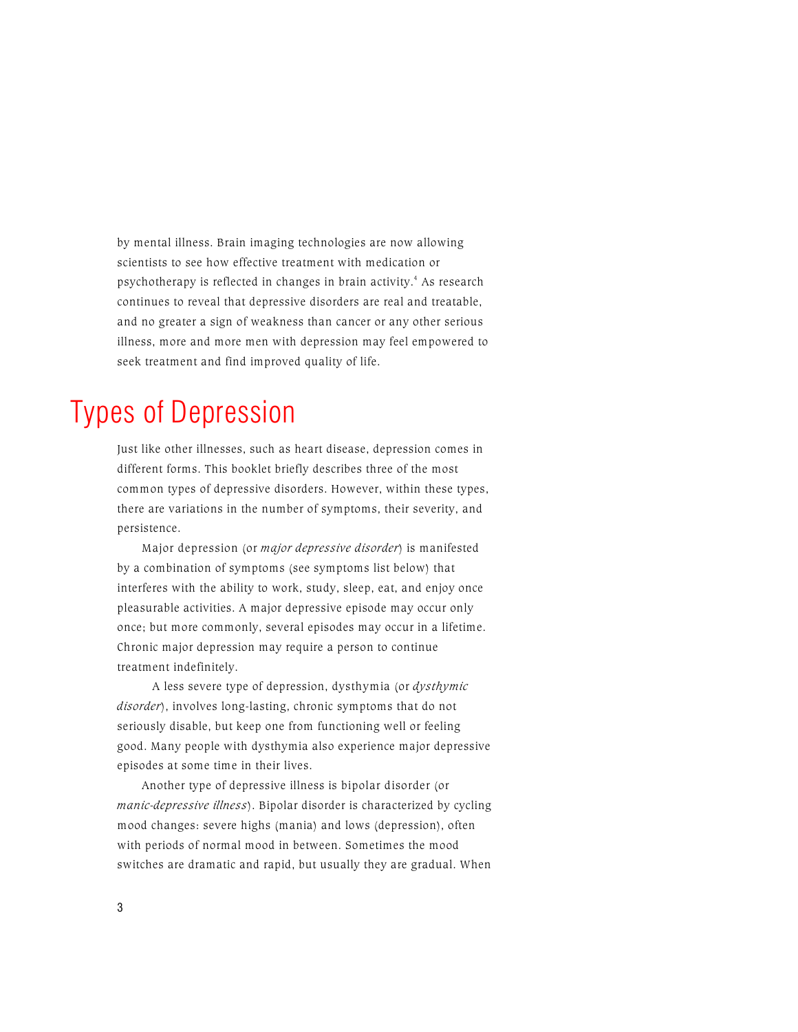by mental illness. Brain imaging technologies are now allowing scientists to see how effective treatment with medication or psychotherapy is reflected in changes in brain activity.[4] As research continues to reveal that depressive disorders are real and treatable, and no greater a sign of weakness than cancer or any other serious illness, more and more men with depression may feel empowered to seek treatment and find improved quality of life.

## Types of Depression

Just like other illnesses, such as heart disease, depression comes in different forms. This booklet briefly describes three of the most common types of depressive disorders. However, within these types, there are variations in the number of symptoms, their severity, and persistence.

Major depression (or *major depressive disorder*) is manifested by a combination of symptoms (see symptoms list below) that interferes with the ability to work, study, sleep, eat, and enjoy once pleasurable activities. A major depressive episode may occur only once; but more commonly, several episodes may occur in a lifetime. Chronic major depression may require a person to continue treatment indefinitely.

A less severe type of depression, dysthymia (or *dysthymic disorder*), involves long-lasting, chronic symptoms that do not seriously disable, but keep one from functioning well or feeling good. Many people with dysthymia also experience major depressive episodes at some time in their lives.

Another type of depressive illness is bipolar disorder (or *manic-depressive illness*). Bipolar disorder is characterized by cycling mood changes: severe highs (mania) and lows (depression), often with periods of normal mood in between. Sometimes the mood switches are dramatic and rapid, but usually they are gradual. When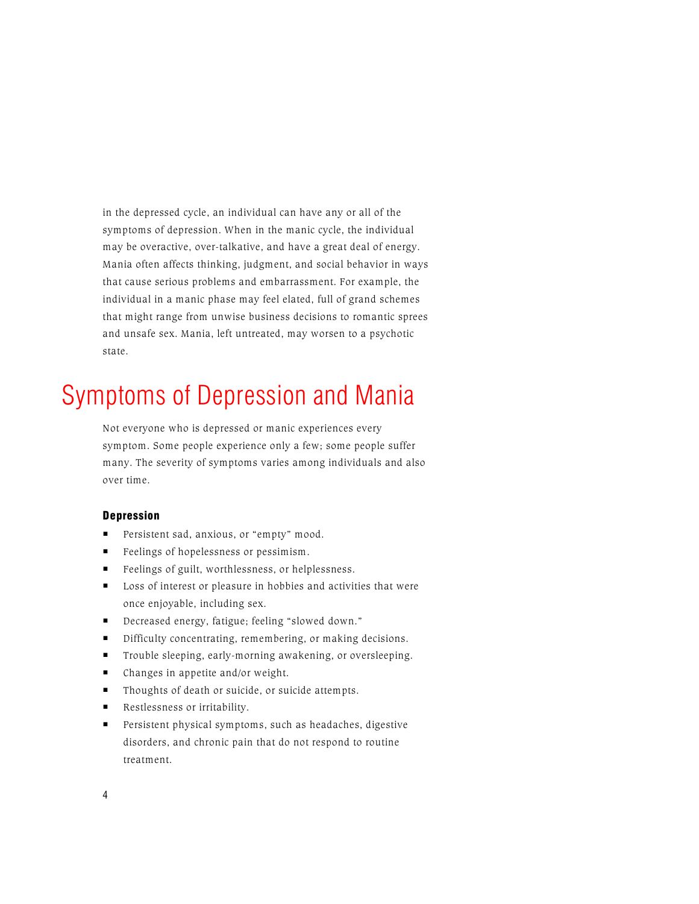in the depressed cycle, an individual can have any or all of the symptoms of depression. When in the manic cycle, the individual may be overactive, over-talkative, and have a great deal of energy. Mania often affects thinking, judgment, and social behavior in ways that cause serious problems and embarrassment. For example, the individual in a manic phase may feel elated, full of grand schemes that might range from unwise business decisions to romantic sprees and unsafe sex. Mania, left untreated, may worsen to a psychotic state.

# Symptoms of Depression and Mania

Not everyone who is depressed or manic experiences every symptom. Some people experience only a few; some people suffer many. The severity of symptoms varies among individuals and also over time.

### Depression

- Persistent sad, anxious, or "empty" mood.
- Feelings of hopelessness or pessimism.
- Feelings of guilt, worthlessness, or helplessness.
- Loss of interest or pleasure in hobbies and activities that were once enjoyable, including sex.
- Decreased energy, fatigue; feeling "slowed down."
- Difficulty concentrating, remembering, or making decisions.
- Trouble sleeping, early-morning awakening, or oversleeping.
- Changes in appetite and/or weight.
- Thoughts of death or suicide, or suicide attempts.
- Restlessness or irritability.
- Persistent physical symptoms, such as headaches, digestive disorders, and chronic pain that do not respond to routine treatment.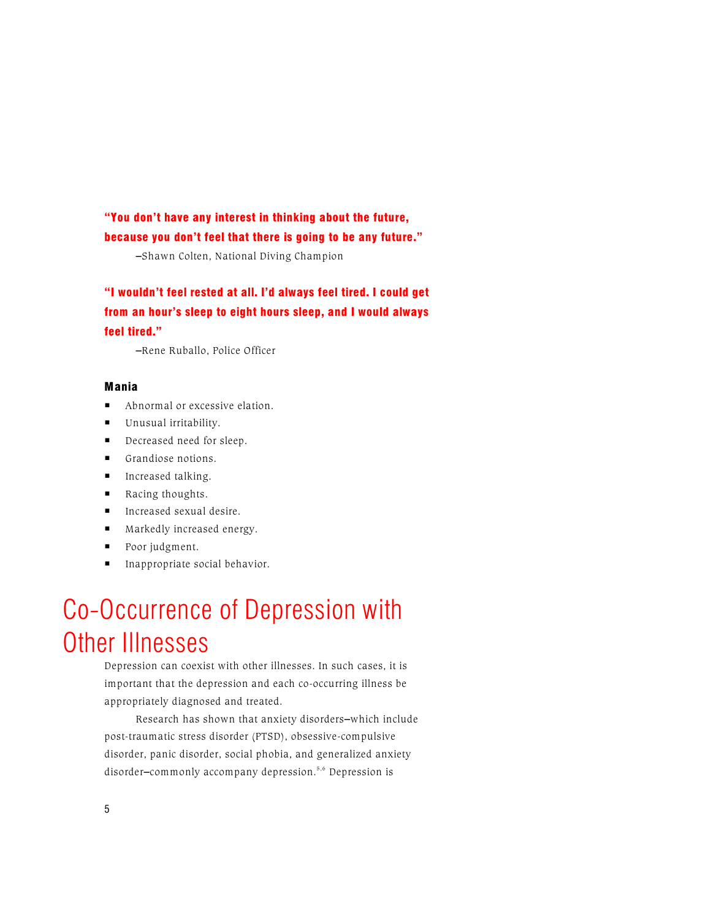**"You don't have any interest in thinking about the future, because you don't feel that there is going to be any future."**

—Shawn Colten, National Diving Champion

**"I wouldn't feel rested at all. I'd always feel tired. I could get from an hour's sleep to eight hours sleep, and I would always feel tired."**

—Rene Ruballo, Police Officer

### Mania

- Abnormal or excessive elation.
- Unusual irritability.
- Decreased need for sleep.
- Grandiose notions.
- Increased talking.
- Racing thoughts.
- Increased sexual desire.
- Markedly increased energy.
- Poor judgment.
- Inappropriate social behavior.

# Co-Occurrence of Depression with Other Illnesses

Depression can coexist with other illnesses. In such cases, it is important that the depression and each co-occurring illness be appropriately diagnosed and treated.

Research has shown that anxiety disorders—which include post-traumatic stress disorder (PTSD), obsessive-compulsive disorder, panic disorder, social phobia, and generalized anxiety disorder—commonly accompany depression.[5,6] Depression is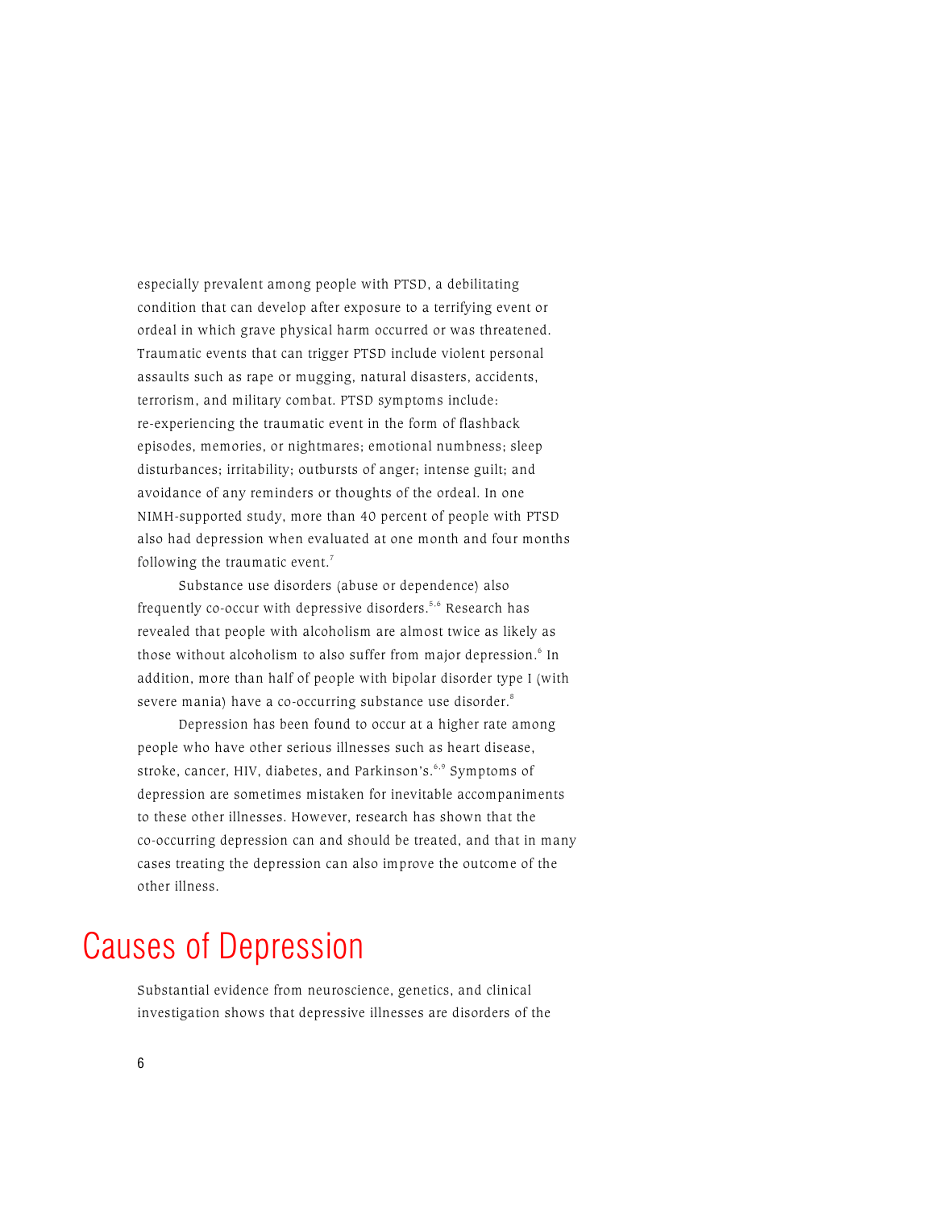especially prevalent among people with PTSD, a debilitating condition that can develop after exposure to a terrifying event or ordeal in which grave physical harm occurred or was threatened. Traumatic events that can trigger PTSD include violent personal assaults such as rape or mugging, natural disasters, accidents, terrorism, and military combat. PTSD symptoms include: re-experiencing the traumatic event in the form of flashback episodes, memories, or nightmares; emotional numbness; sleep disturbances; irritability; outbursts of anger; intense guilt; and avoidance of any reminders or thoughts of the ordeal. In one NIMH-supported study, more than 40 percent of people with PTSD also had depression when evaluated at one month and four months following the traumatic event.[7]

Substance use disorders (abuse or dependence) also frequently co-occur with depressive disorders.[5,6] Research has revealed that people with alcoholism are almost twice as likely as those without alcoholism to also suffer from major depression.[6] In addition, more than half of people with bipolar disorder type I (with severe mania) have a co-occurring substance use disorder.[8]

Depression has been found to occur at a higher rate among people who have other serious illnesses such as heart disease, stroke, cancer, HIV, diabetes, and Parkinson's.[6,9] Symptoms of depression are sometimes mistaken for inevitable accompaniments to these other illnesses. However, research has shown that the co-occurring depression can and should be treated, and that in many cases treating the depression can also improve the outcome of the other illness.

## Causes of Depression

Substantial evidence from neuroscience, genetics, and clinical investigation shows that depressive illnesses are disorders of the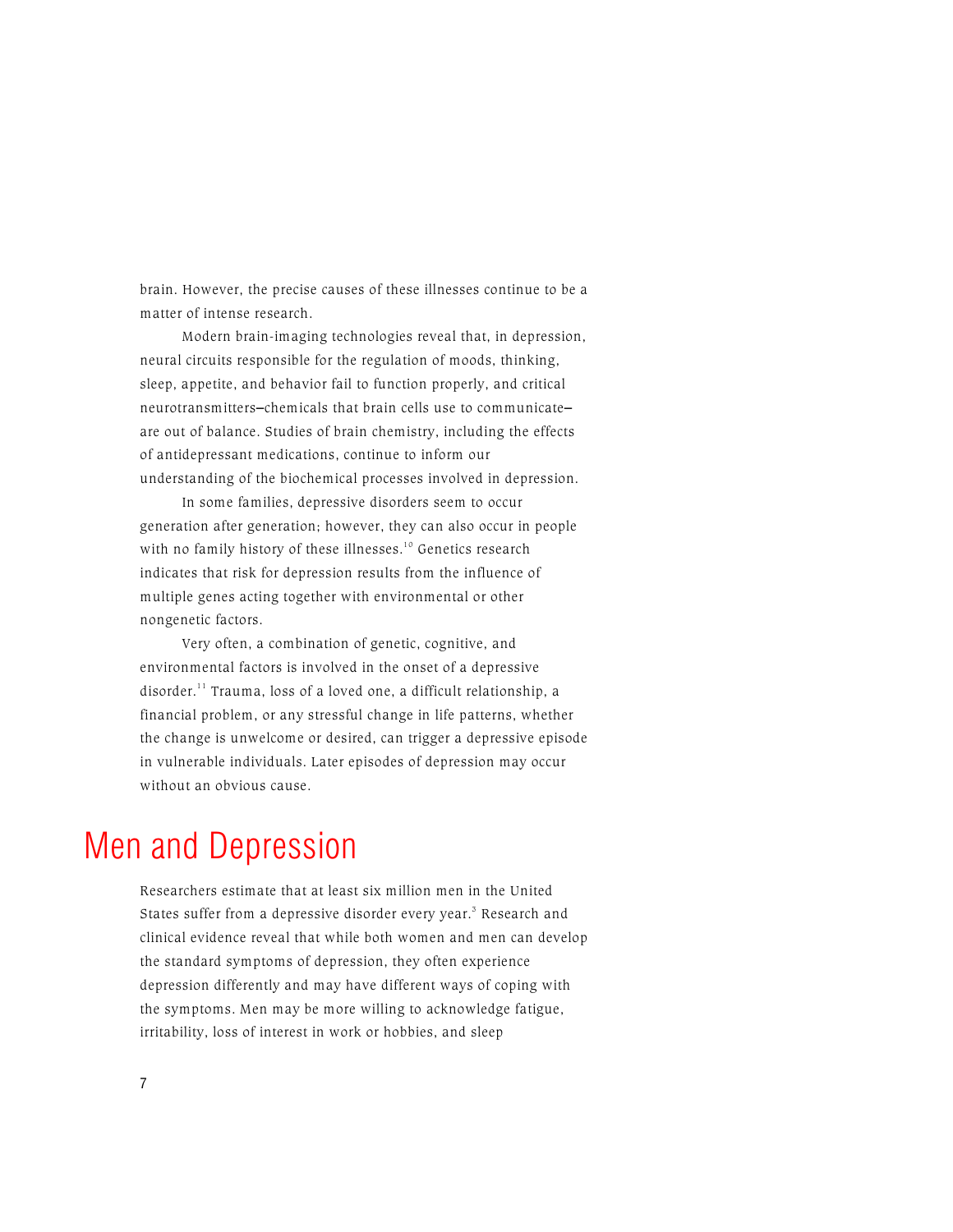brain. However, the precise causes of these illnesses continue to be a matter of intense research.

Modern brain-imaging technologies reveal that, in depression, neural circuits responsible for the regulation of moods, thinking, sleep, appetite, and behavior fail to function properly, and critical neurotransmitters—chemicals that brain cells use to communicate—are out of balance. Studies of brain chemistry, including the effects of antidepressant medications, continue to inform our understanding of the biochemical processes involved in depression.

In some families, depressive disorders seem to occur generation after generation; however, they can also occur in people with no family history of these illnesses.[10] Genetics research indicates that risk for depression results from the influence of multiple genes acting together with environmental or other nongenetic factors.

Very often, a combination of genetic, cognitive, and environmental factors is involved in the onset of a depressive disorder.[11] Trauma, loss of a loved one, a difficult relationship, a financial problem, or any stressful change in life patterns, whether the change is unwelcome or desired, can trigger a depressive episode in vulnerable individuals. Later episodes of depression may occur without an obvious cause.

# Men and Depression

Researchers estimate that at least six million men in the United States suffer from a depressive disorder every year.[3] Research and clinical evidence reveal that while both women and men can develop the standard symptoms of depression, they often experience depression differently and may have different ways of coping with the symptoms. Men may be more willing to acknowledge fatigue, irritability, loss of interest in work or hobbies, and sleep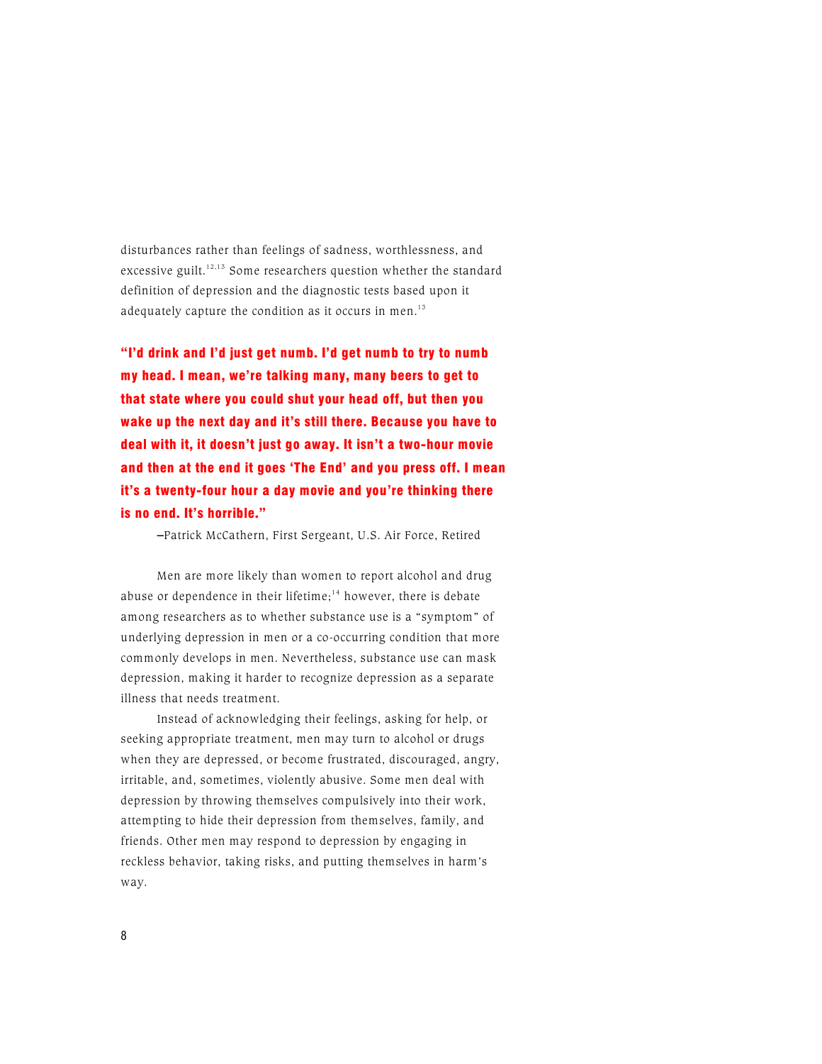disturbances rather than feelings of sadness, worthlessness, and excessive guilt.[12,13] Some researchers question whether the standard definition of depression and the diagnostic tests based upon it adequately capture the condition as it occurs in men.[13]

**"I'd drink and I'd just get numb. I'd get numb to try to numb my head. I mean, we're talking many, many beers to get to that state where you could shut your head off, but then you wake up the next day and it's still there. Because you have to deal with it, it doesn't just go away. It isn't a two-hour movie and then at the end it goes 'The End' and you press off. I mean it's a twenty-four hour a day movie and you're thinking there is no end. It's horrible."**

–Patrick McCathern, First Sergeant, U.S. Air Force, Retired

Men are more likely than women to report alcohol and drug abuse or dependence in their lifetime;[14] however, there is debate among researchers as to whether substance use is a "symptom" of underlying depression in men or a co-occurring condition that more commonly develops in men. Nevertheless, substance use can mask depression, making it harder to recognize depression as a separate illness that needs treatment.

Instead of acknowledging their feelings, asking for help, or seeking appropriate treatment, men may turn to alcohol or drugs when they are depressed, or become frustrated, discouraged, angry, irritable, and, sometimes, violently abusive. Some men deal with depression by throwing themselves compulsively into their work, attempting to hide their depression from themselves, family, and friends. Other men may respond to depression by engaging in reckless behavior, taking risks, and putting themselves in harm's way.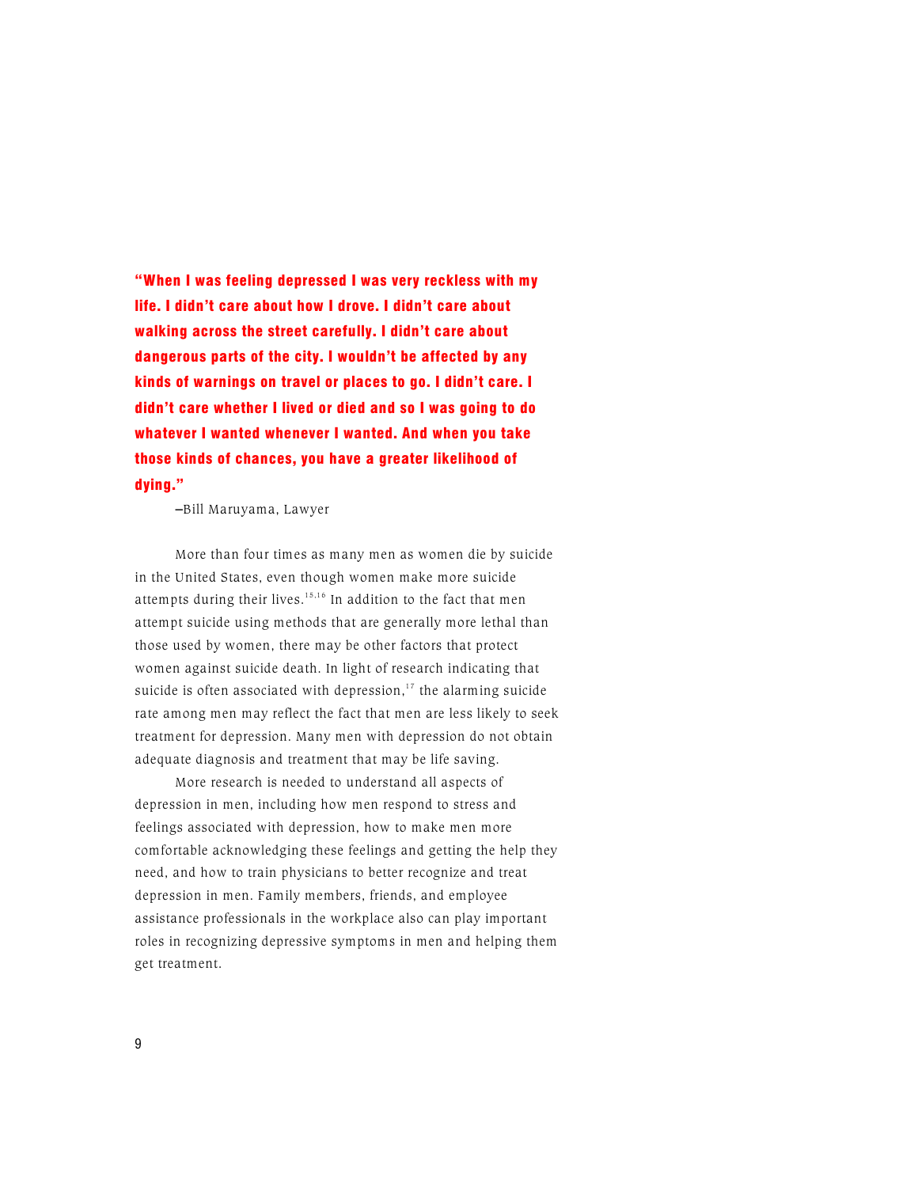**"When I was feeling depressed I was very reckless with my life. I didn't care about how I drove. I didn't care about walking across the street carefully. I didn't care about dangerous parts of the city. I wouldn't be affected by any kinds of warnings on travel or places to go. I didn't care. I didn't care whether I lived or died and so I was going to do whatever I wanted whenever I wanted. And when you take those kinds of chances, you have a greater likelihood of dying."**

–Bill Maruyama, Lawyer

More than four times as many men as women die by suicide in the United States, even though women make more suicide attempts during their lives.[15,16] In addition to the fact that men attempt suicide using methods that are generally more lethal than those used by women, there may be other factors that protect women against suicide death. In light of research indicating that suicide is often associated with depression,[17] the alarming suicide rate among men may reflect the fact that men are less likely to seek treatment for depression. Many men with depression do not obtain adequate diagnosis and treatment that may be life saving.

More research is needed to understand all aspects of depression in men, including how men respond to stress and feelings associated with depression, how to make men more comfortable acknowledging these feelings and getting the help they need, and how to train physicians to better recognize and treat depression in men. Family members, friends, and employee assistance professionals in the workplace also can play important roles in recognizing depressive symptoms in men and helping them get treatment.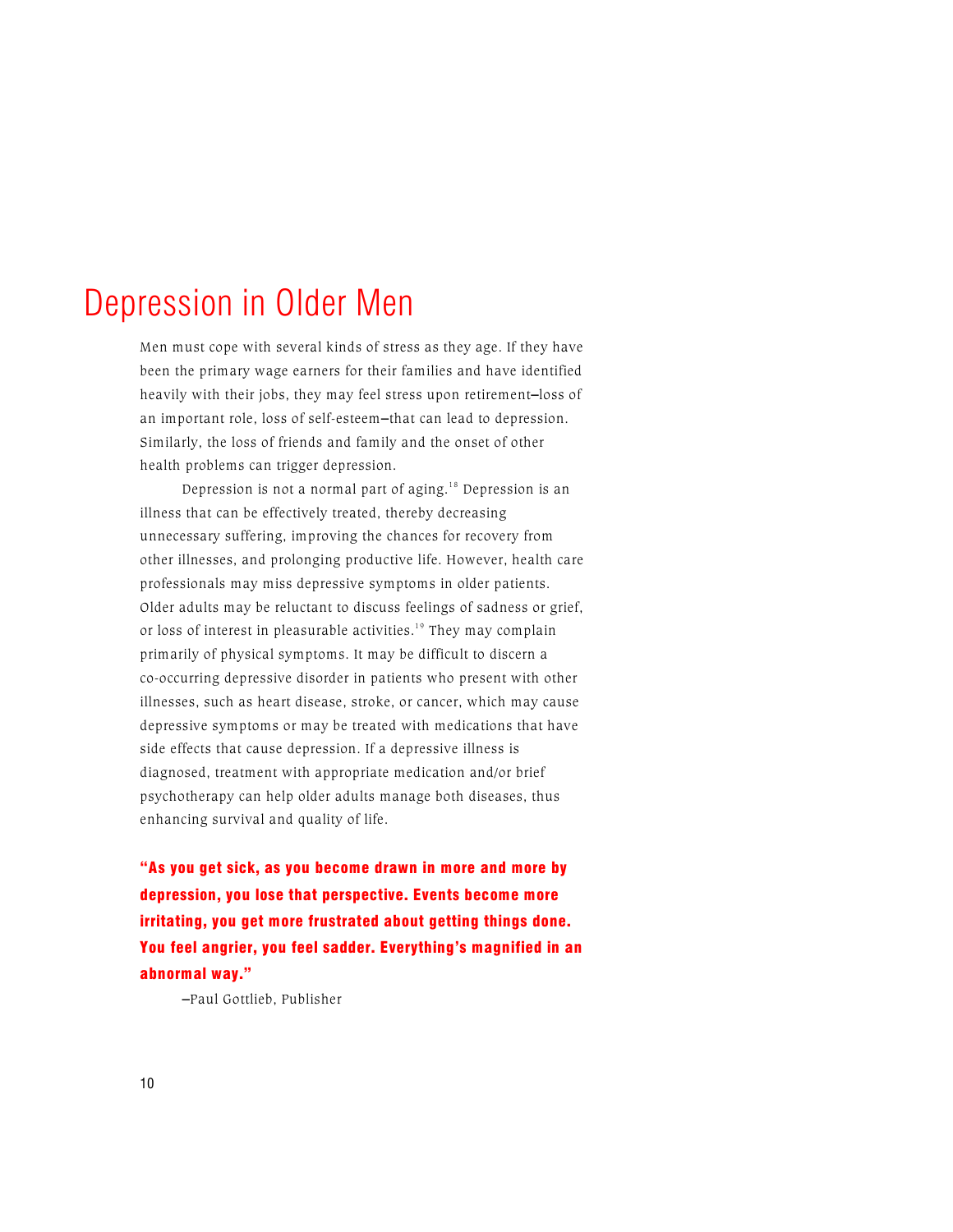# Depression in Older Men

Men must cope with several kinds of stress as they age. If they have been the primary wage earners for their families and have identified heavily with their jobs, they may feel stress upon retirement—loss of an important role, loss of self-esteem—that can lead to depression. Similarly, the loss of friends and family and the onset of other health problems can trigger depression.

Depression is not a normal part of aging.[18] Depression is an illness that can be effectively treated, thereby decreasing unnecessary suffering, improving the chances for recovery from other illnesses, and prolonging productive life. However, health care professionals may miss depressive symptoms in older patients. Older adults may be reluctant to discuss feelings of sadness or grief, or loss of interest in pleasurable activities.[19] They may complain primarily of physical symptoms. It may be difficult to discern a co-occurring depressive disorder in patients who present with other illnesses, such as heart disease, stroke, or cancer, which may cause depressive symptoms or may be treated with medications that have side effects that cause depression. If a depressive illness is diagnosed, treatment with appropriate medication and/or brief psychotherapy can help older adults manage both diseases, thus enhancing survival and quality of life.

**"As you get sick, as you become drawn in more and more by depression, you lose that perspective. Events become more irritating, you get more frustrated about getting things done. You feel angrier, you feel sadder. Everything's magnified in an abnormal way."**

—Paul Gottlieb, Publisher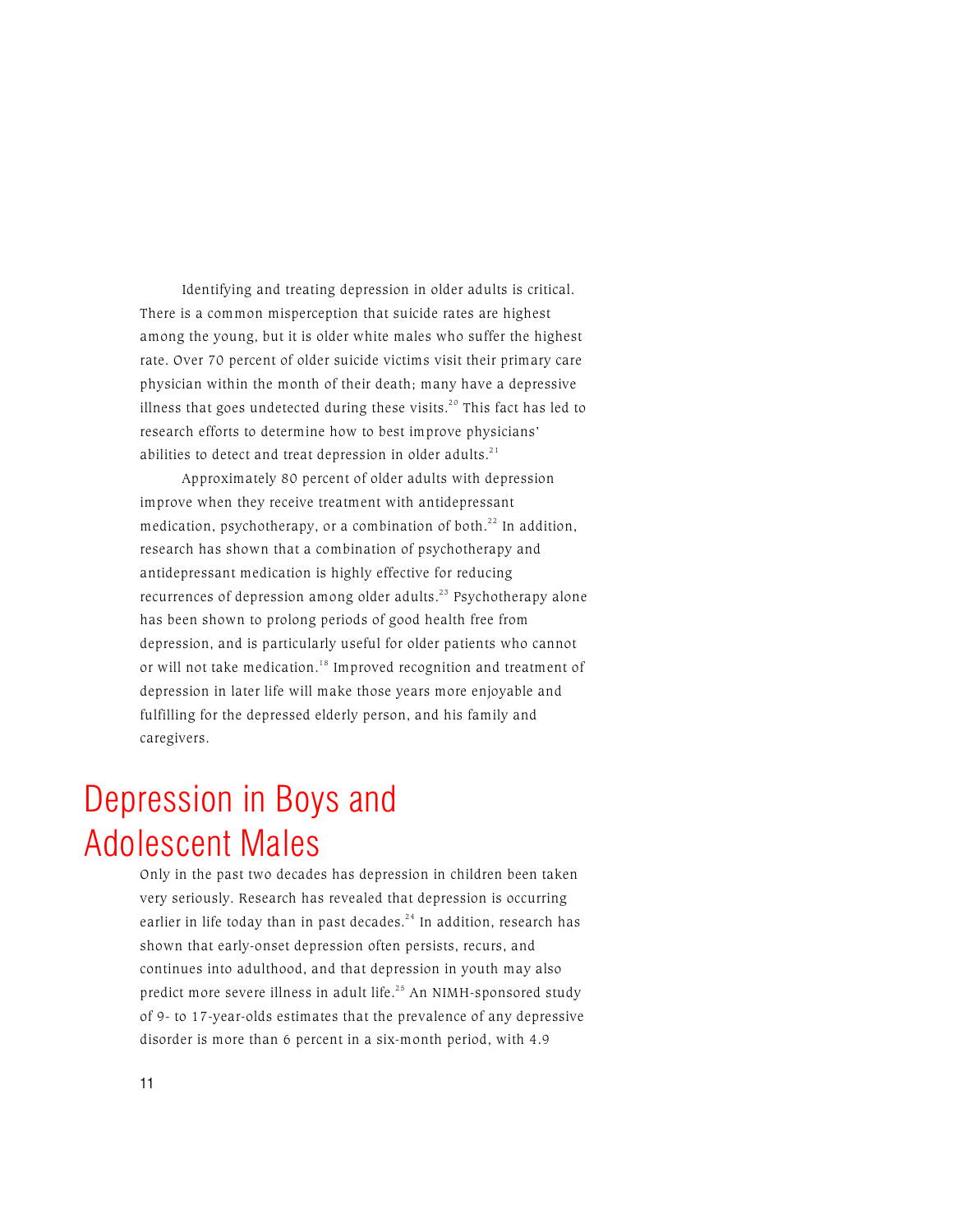Identifying and treating depression in older adults is critical. There is a common misperception that suicide rates are highest among the young, but it is older white males who suffer the highest rate. Over 70 percent of older suicide victims visit their primary care physician within the month of their death; many have a depressive illness that goes undetected during these visits.[20] This fact has led to research efforts to determine how to best improve physicians' abilities to detect and treat depression in older adults.[21]

Approximately 80 percent of older adults with depression improve when they receive treatment with antidepressant medication, psychotherapy, or a combination of both.[22] In addition, research has shown that a combination of psychotherapy and antidepressant medication is highly effective for reducing recurrences of depression among older adults.[23] Psychotherapy alone has been shown to prolong periods of good health free from depression, and is particularly useful for older patients who cannot or will not take medication.[18] Improved recognition and treatment of depression in later life will make those years more enjoyable and fulfilling for the depressed elderly person, and his family and caregivers.

## Depression in Boys and Adolescent Males

Only in the past two decades has depression in children been taken very seriously. Research has revealed that depression is occurring earlier in life today than in past decades.[24] In addition, research has shown that early-onset depression often persists, recurs, and continues into adulthood, and that depression in youth may also predict more severe illness in adult life.[25] An NIMH-sponsored study of 9- to 17-year-olds estimates that the prevalence of any depressive disorder is more than 6 percent in a six-month period, with 4.9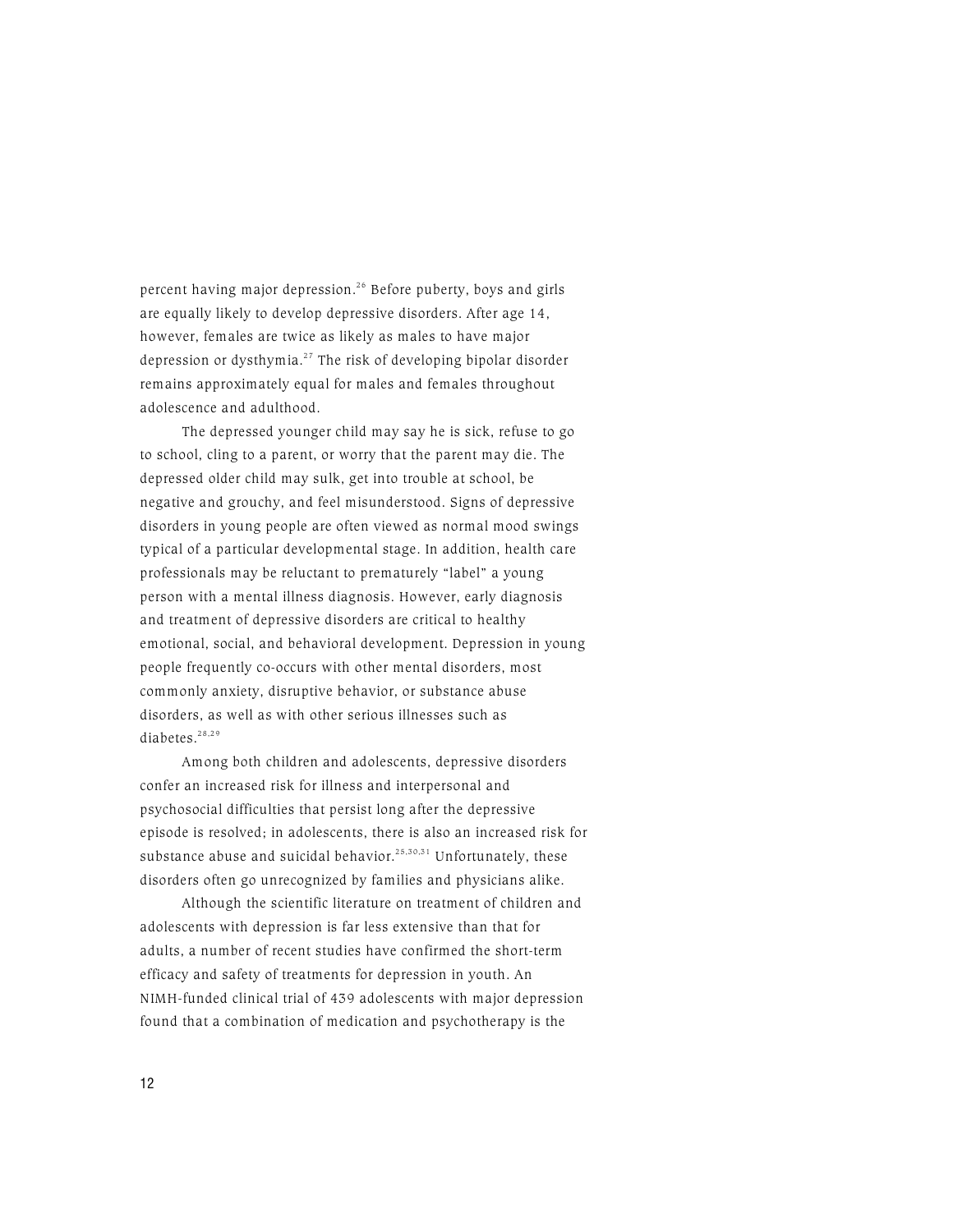percent having major depression.[26] Before puberty, boys and girls are equally likely to develop depressive disorders. After age 14, however, females are twice as likely as males to have major depression or dysthymia.[27] The risk of developing bipolar disorder remains approximately equal for males and females throughout adolescence and adulthood.

The depressed younger child may say he is sick, refuse to go to school, cling to a parent, or worry that the parent may die. The depressed older child may sulk, get into trouble at school, be negative and grouchy, and feel misunderstood. Signs of depressive disorders in young people are often viewed as normal mood swings typical of a particular developmental stage. In addition, health care professionals may be reluctant to prematurely "label" a young person with a mental illness diagnosis. However, early diagnosis and treatment of depressive disorders are critical to healthy emotional, social, and behavioral development. Depression in young people frequently co-occurs with other mental disorders, most commonly anxiety, disruptive behavior, or substance abuse disorders, as well as with other serious illnesses such as diabetes.[28,29]

Among both children and adolescents, depressive disorders confer an increased risk for illness and interpersonal and psychosocial difficulties that persist long after the depressive episode is resolved; in adolescents, there is also an increased risk for substance abuse and suicidal behavior.[25,30,31] Unfortunately, these disorders often go unrecognized by families and physicians alike.

Although the scientific literature on treatment of children and adolescents with depression is far less extensive than that for adults, a number of recent studies have confirmed the short-term efficacy and safety of treatments for depression in youth. An NIMH-funded clinical trial of 439 adolescents with major depression found that a combination of medication and psychotherapy is the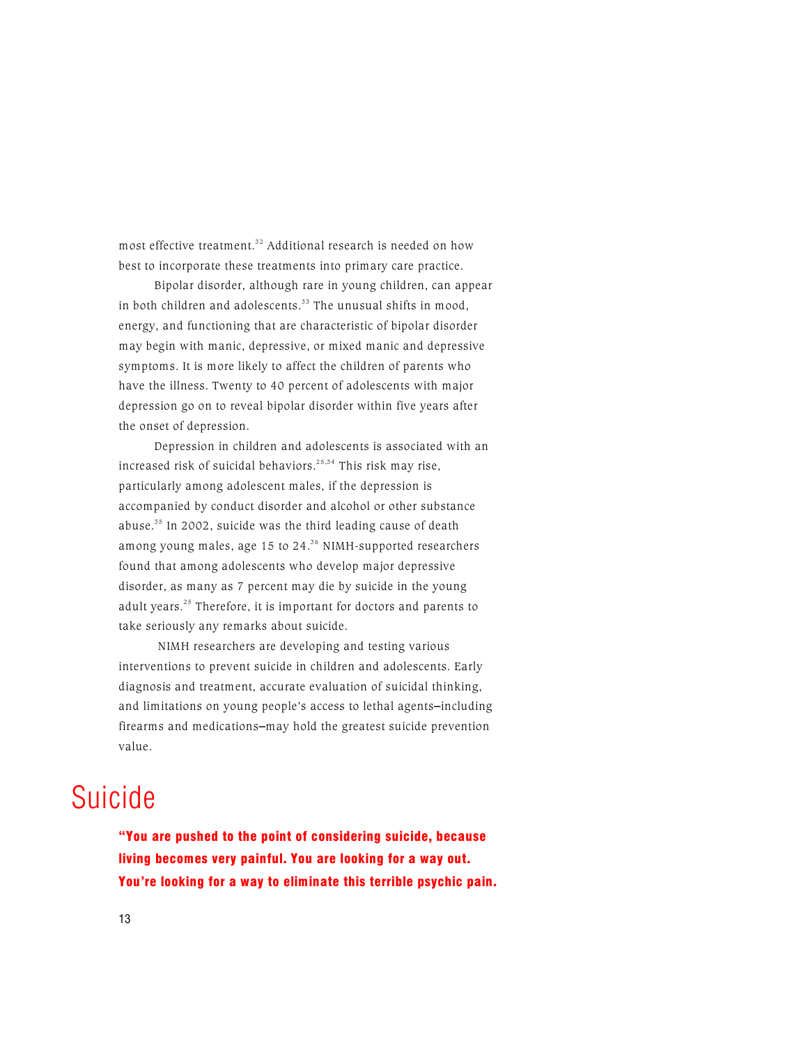most effective treatment.[32] Additional research is needed on how best to incorporate these treatments into primary care practice.

Bipolar disorder, although rare in young children, can appear in both children and adolescents.[33] The unusual shifts in mood, energy, and functioning that are characteristic of bipolar disorder may begin with manic, depressive, or mixed manic and depressive symptoms. It is more likely to affect the children of parents who have the illness. Twenty to 40 percent of adolescents with major depression go on to reveal bipolar disorder within five years after the onset of depression.

Depression in children and adolescents is associated with an increased risk of suicidal behaviors.[25,34] This risk may rise, particularly among adolescent males, if the depression is accompanied by conduct disorder and alcohol or other substance abuse.[35] In 2002, suicide was the third leading cause of death among young males, age 15 to 24.[36] NIMH-supported researchers found that among adolescents who develop major depressive disorder, as many as 7 percent may die by suicide in the young adult years.[25] Therefore, it is important for doctors and parents to take seriously any remarks about suicide.

NIMH researchers are developing and testing various interventions to prevent suicide in children and adolescents. Early diagnosis and treatment, accurate evaluation of suicidal thinking, and limitations on young people's access to lethal agents—including firearms and medications—may hold the greatest suicide prevention value.

# Suicide

**"You are pushed to the point of considering suicide, because living becomes very painful. You are looking for a way out. You're looking for a way to eliminate this terrible psychic pain.**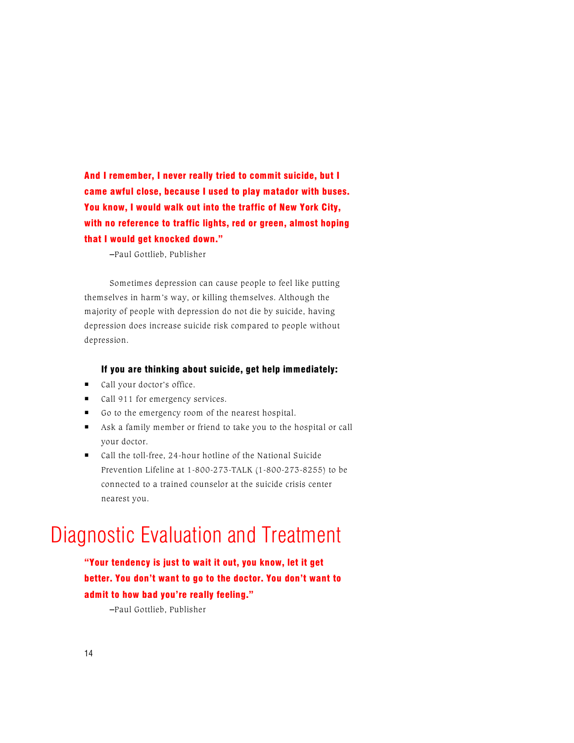**And I remember, I never really tried to commit suicide, but I came awful close, because I used to play matador with buses. You know, I would walk out into the traffic of New York City, with no reference to traffic lights, red or green, almost hoping that I would get knocked down."**

–Paul Gottlieb, Publisher

Sometimes depression can cause people to feel like putting themselves in harm's way, or killing themselves. Although the majority of people with depression do not die by suicide, having depression does increase suicide risk compared to people without depression.

**If you are thinking about suicide, get help immediately:**

- Call your doctor's office.
- Call 911 for emergency services.
- Go to the emergency room of the nearest hospital.
- Ask a family member or friend to take you to the hospital or call your doctor.
- Call the toll-free, 24-hour hotline of the National Suicide Prevention Lifeline at 1-800-273-TALK (1-800-273-8255) to be connected to a trained counselor at the suicide crisis center nearest you.

# Diagnostic Evaluation and Treatment

**"Your tendency is just to wait it out, you know, let it get better. You don't want to go to the doctor. You don't want to admit to how bad you're really feeling."**

–Paul Gottlieb, Publisher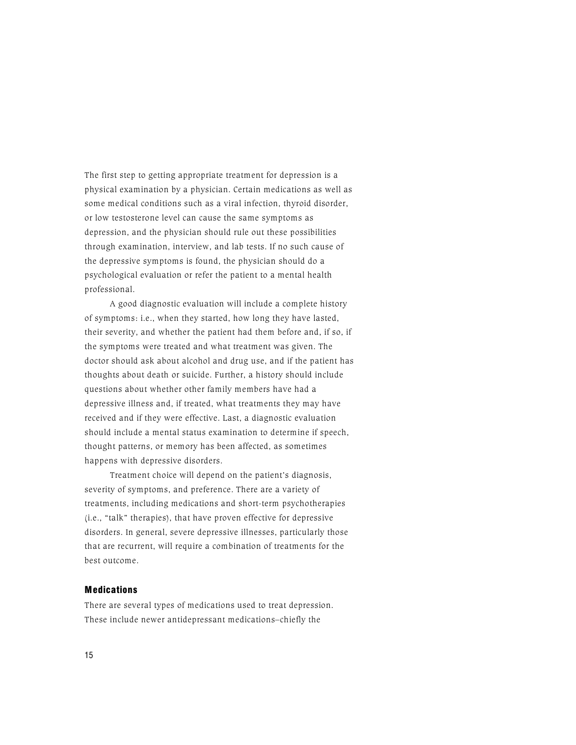The first step to getting appropriate treatment for depression is a physical examination by a physician. Certain medications as well as some medical conditions such as a viral infection, thyroid disorder, or low testosterone level can cause the same symptoms as depression, and the physician should rule out these possibilities through examination, interview, and lab tests. If no such cause of the depressive symptoms is found, the physician should do a psychological evaluation or refer the patient to a mental health professional.

A good diagnostic evaluation will include a complete history of symptoms: i.e., when they started, how long they have lasted, their severity, and whether the patient had them before and, if so, if the symptoms were treated and what treatment was given. The doctor should ask about alcohol and drug use, and if the patient has thoughts about death or suicide. Further, a history should include questions about whether other family members have had a depressive illness and, if treated, what treatments they may have received and if they were effective. Last, a diagnostic evaluation should include a mental status examination to determine if speech, thought patterns, or memory has been affected, as sometimes happens with depressive disorders.

Treatment choice will depend on the patient's diagnosis, severity of symptoms, and preference. There are a variety of treatments, including medications and short-term psychotherapies (i.e., "talk" therapies), that have proven effective for depressive disorders. In general, severe depressive illnesses, particularly those that are recurrent, will require a combination of treatments for the best outcome.

### Medications

There are several types of medications used to treat depression. These include newer antidepressant medications–chiefly the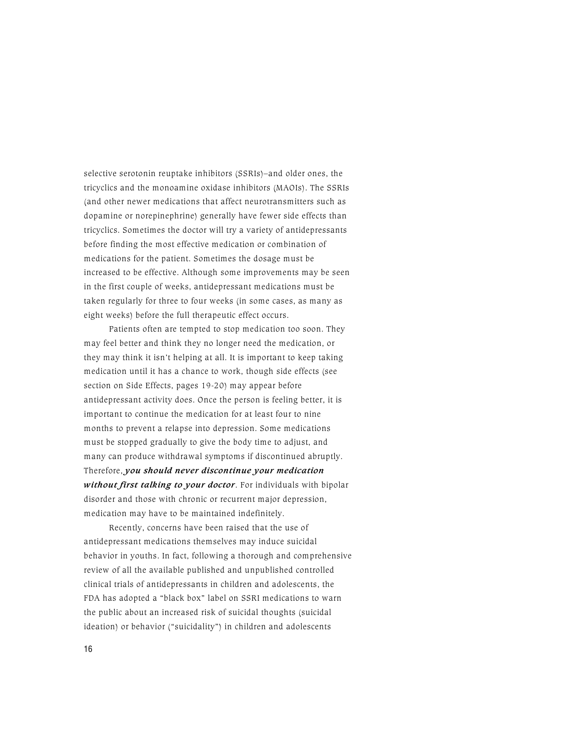selective serotonin reuptake inhibitors (SSRIs)–and older ones, the tricyclics and the monoamine oxidase inhibitors (MAOIs). The SSRIs (and other newer medications that affect neurotransmitters such as dopamine or norepinephrine) generally have fewer side effects than tricyclics. Sometimes the doctor will try a variety of antidepressants before finding the most effective medication or combination of medications for the patient. Sometimes the dosage must be increased to be effective. Although some improvements may be seen in the first couple of weeks, antidepressant medications must be taken regularly for three to four weeks (in some cases, as many as eight weeks) before the full therapeutic effect occurs.

Patients often are tempted to stop medication too soon. They may feel better and think they no longer need the medication, or they may think it isn't helping at all. It is important to keep taking medication until it has a chance to work, though side effects (see section on Side Effects, pages 19-20) may appear before antidepressant activity does. Once the person is feeling better, it is important to continue the medication for at least four to nine months to prevent a relapse into depression. Some medications must be stopped gradually to give the body time to adjust, and many can produce withdrawal symptoms if discontinued abruptly. Therefore, ***you should never discontinue your medication without first talking to your doctor***. For individuals with bipolar disorder and those with chronic or recurrent major depression, medication may have to be maintained indefinitely.

Recently, concerns have been raised that the use of antidepressant medications themselves may induce suicidal behavior in youths. In fact, following a thorough and comprehensive review of all the available published and unpublished controlled clinical trials of antidepressants in children and adolescents, the FDA has adopted a "black box" label on SSRI medications to warn the public about an increased risk of suicidal thoughts (suicidal ideation) or behavior ("suicidality") in children and adolescents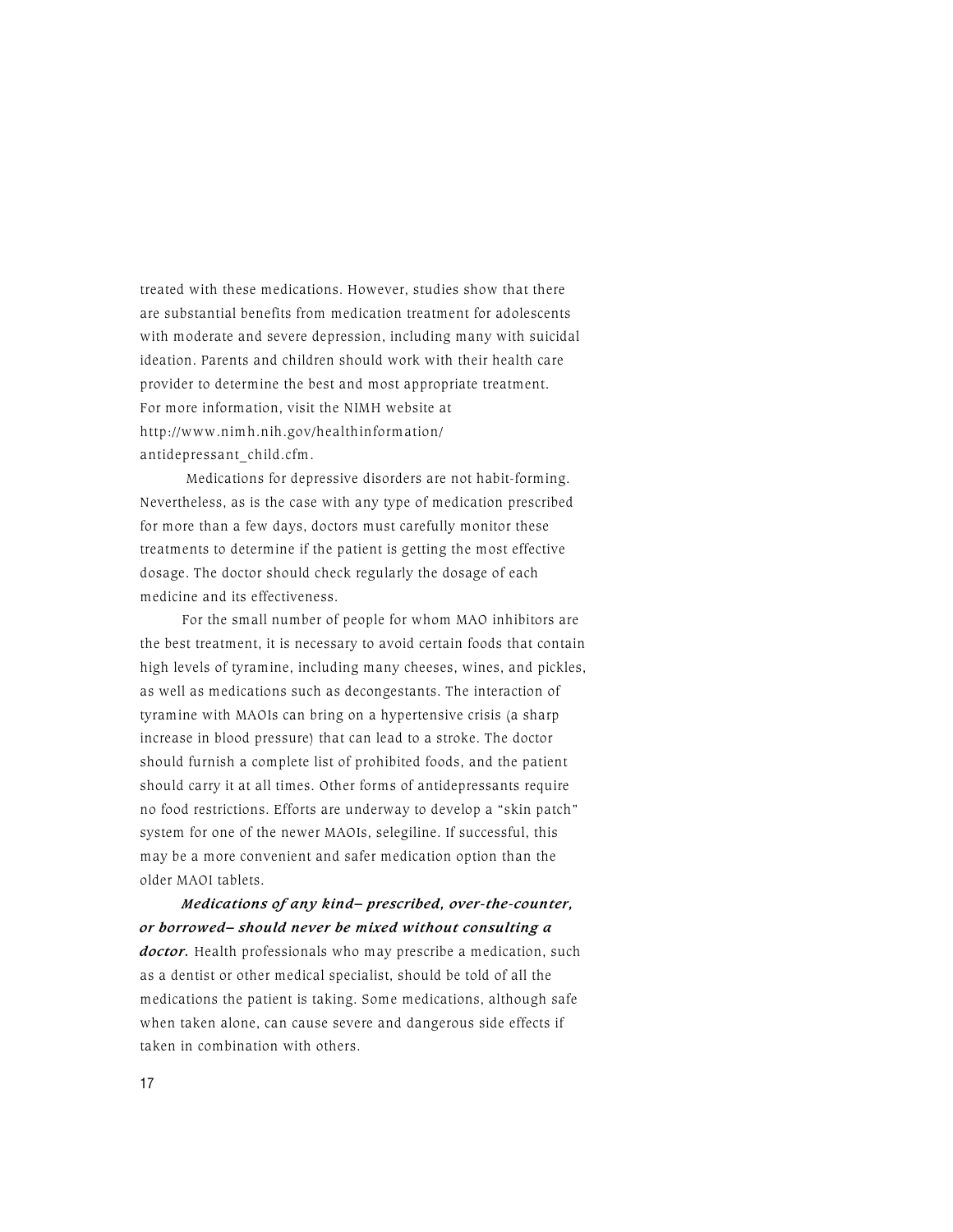treated with these medications. However, studies show that there are substantial benefits from medication treatment for adolescents with moderate and severe depression, including many with suicidal ideation. Parents and children should work with their health care provider to determine the best and most appropriate treatment. For more information, visit the NIMH website at http://www.nimh.nih.gov/healthinformation/antidepressant_child.cfm.

Medications for depressive disorders are not habit-forming. Nevertheless, as is the case with any type of medication prescribed for more than a few days, doctors must carefully monitor these treatments to determine if the patient is getting the most effective dosage. The doctor should check regularly the dosage of each medicine and its effectiveness.

For the small number of people for whom MAO inhibitors are the best treatment, it is necessary to avoid certain foods that contain high levels of tyramine, including many cheeses, wines, and pickles, as well as medications such as decongestants. The interaction of tyramine with MAOIs can bring on a hypertensive crisis (a sharp increase in blood pressure) that can lead to a stroke. The doctor should furnish a complete list of prohibited foods, and the patient should carry it at all times. Other forms of antidepressants require no food restrictions. Efforts are underway to develop a "skin patch" system for one of the newer MAOIs, selegiline. If successful, this may be a more convenient and safer medication option than the older MAOI tablets.

***Medications of any kind– prescribed, over-the-counter, or borrowed– should never be mixed without consulting a doctor.*** Health professionals who may prescribe a medication, such as a dentist or other medical specialist, should be told of all the medications the patient is taking. Some medications, although safe when taken alone, can cause severe and dangerous side effects if taken in combination with others.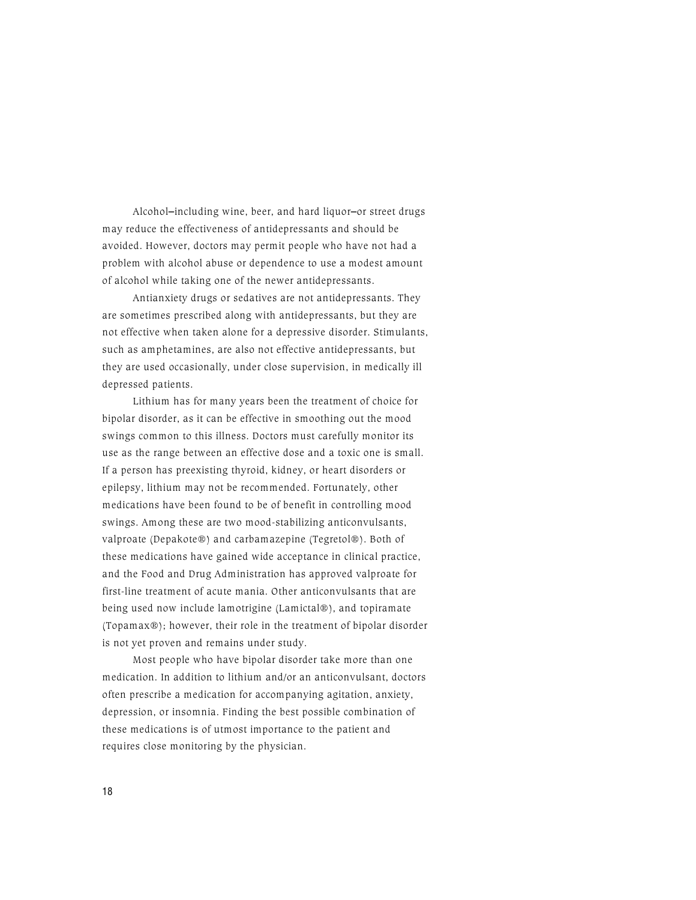Alcohol—including wine, beer, and hard liquor—or street drugs may reduce the effectiveness of antidepressants and should be avoided. However, doctors may permit people who have not had a problem with alcohol abuse or dependence to use a modest amount of alcohol while taking one of the newer antidepressants.

Antianxiety drugs or sedatives are not antidepressants. They are sometimes prescribed along with antidepressants, but they are not effective when taken alone for a depressive disorder. Stimulants, such as amphetamines, are also not effective antidepressants, but they are used occasionally, under close supervision, in medically ill depressed patients.

Lithium has for many years been the treatment of choice for bipolar disorder, as it can be effective in smoothing out the mood swings common to this illness. Doctors must carefully monitor its use as the range between an effective dose and a toxic one is small. If a person has preexisting thyroid, kidney, or heart disorders or epilepsy, lithium may not be recommended. Fortunately, other medications have been found to be of benefit in controlling mood swings. Among these are two mood-stabilizing anticonvulsants, valproate (Depakote®) and carbamazepine (Tegretol®). Both of these medications have gained wide acceptance in clinical practice, and the Food and Drug Administration has approved valproate for first-line treatment of acute mania. Other anticonvulsants that are being used now include lamotrigine (Lamictal®), and topiramate (Topamax®); however, their role in the treatment of bipolar disorder is not yet proven and remains under study.

Most people who have bipolar disorder take more than one medication. In addition to lithium and/or an anticonvulsant, doctors often prescribe a medication for accompanying agitation, anxiety, depression, or insomnia. Finding the best possible combination of these medications is of utmost importance to the patient and requires close monitoring by the physician.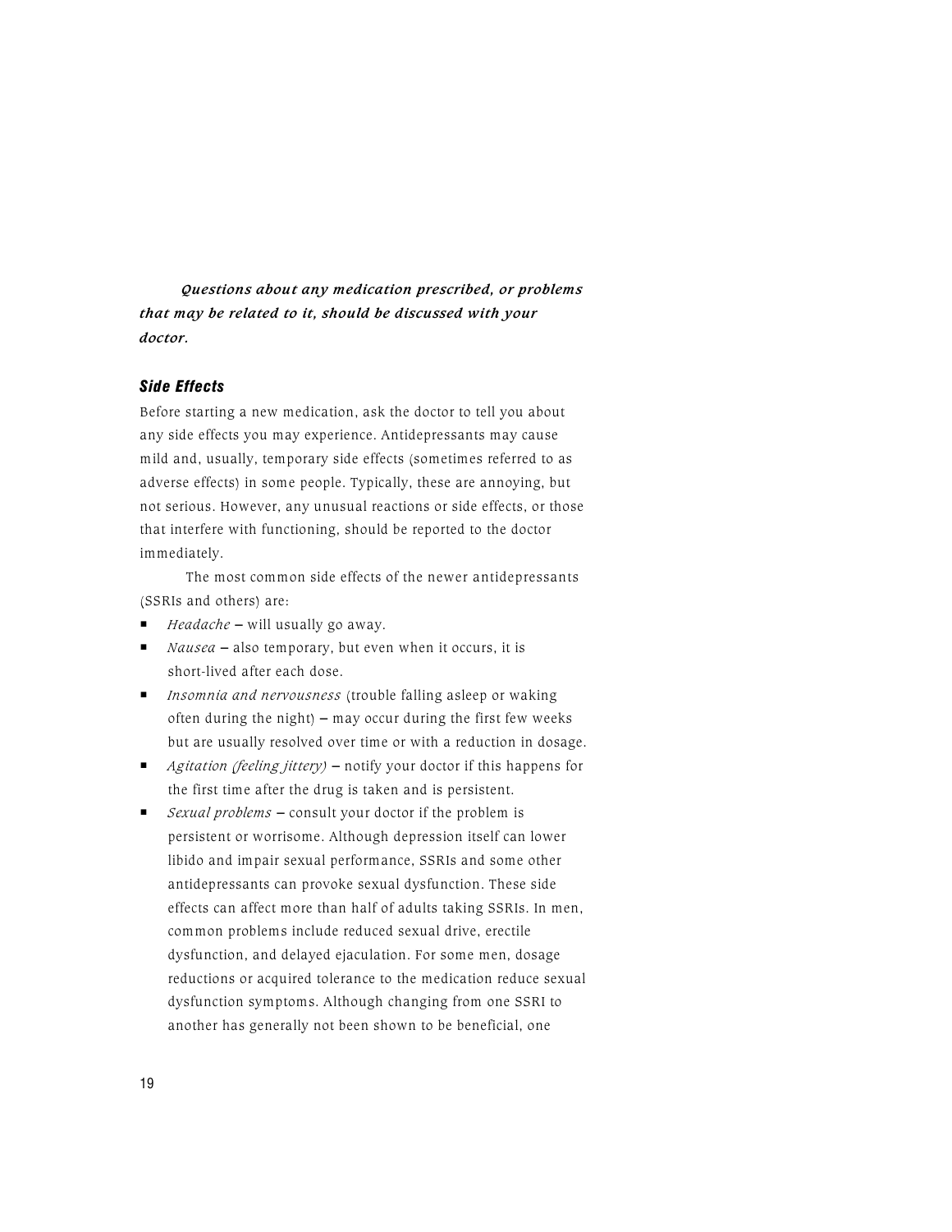***Questions about any medication prescribed, or problems that may be related to it, should be discussed with your doctor.***

### *Side Effects*

Before starting a new medication, ask the doctor to tell you about any side effects you may experience. Antidepressants may cause mild and, usually, temporary side effects (sometimes referred to as adverse effects) in some people. Typically, these are annoying, but not serious. However, any unusual reactions or side effects, or those that interfere with functioning, should be reported to the doctor immediately.

The most common side effects of the newer antidepressants (SSRIs and others) are:

- *Headache* – will usually go away.
- *Nausea* – also temporary, but even when it occurs, it is short-lived after each dose.
- *Insomnia and nervousness* (trouble falling asleep or waking often during the night) – may occur during the first few weeks but are usually resolved over time or with a reduction in dosage.
- *Agitation (feeling jittery)* – notify your doctor if this happens for the first time after the drug is taken and is persistent.
- *Sexual problems* – consult your doctor if the problem is persistent or worrisome. Although depression itself can lower libido and impair sexual performance, SSRIs and some other antidepressants can provoke sexual dysfunction. These side effects can affect more than half of adults taking SSRIs. In men, common problems include reduced sexual drive, erectile dysfunction, and delayed ejaculation. For some men, dosage reductions or acquired tolerance to the medication reduce sexual dysfunction symptoms. Although changing from one SSRI to another has generally not been shown to be beneficial, one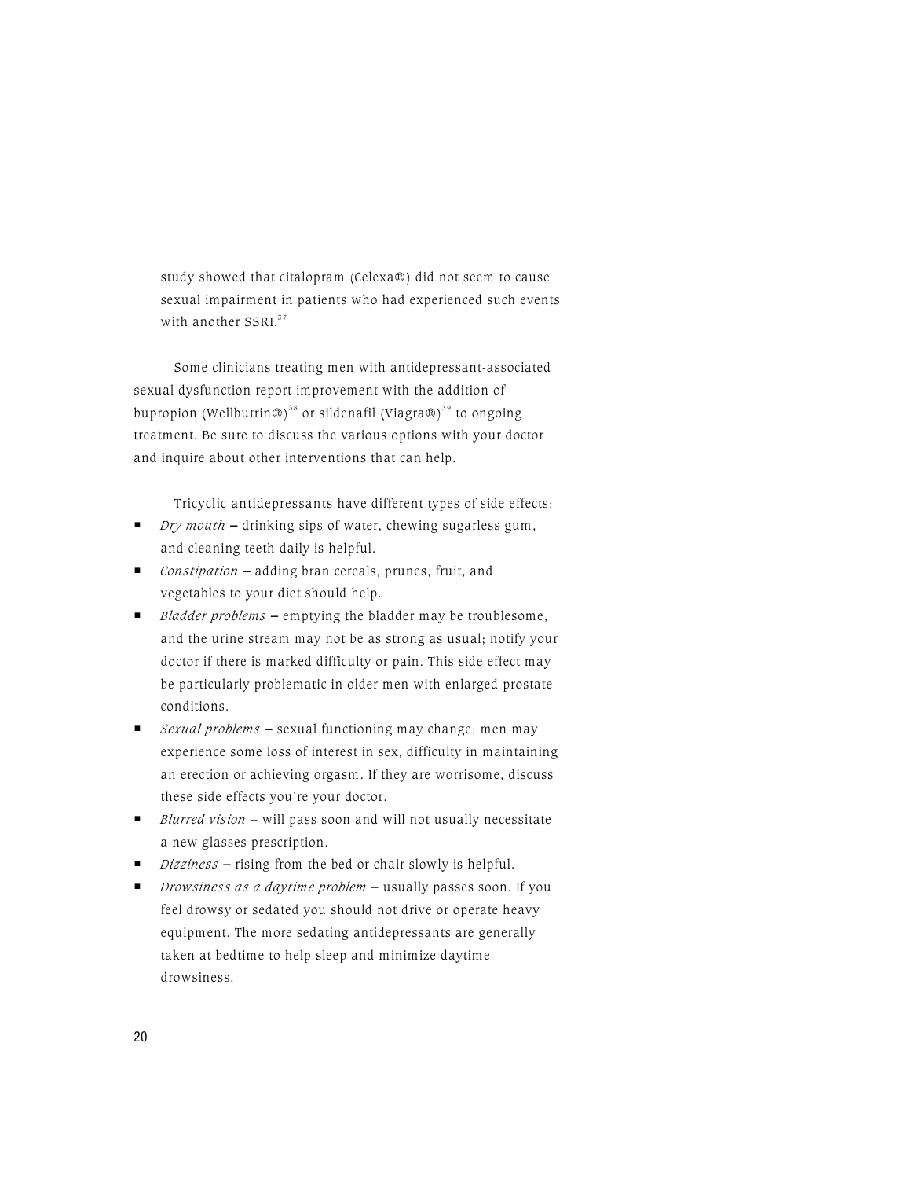study showed that citalopram (Celexa®) did not seem to cause sexual impairment in patients who had experienced such events with another SSRI.[37]

Some clinicians treating men with antidepressant-associated sexual dysfunction report improvement with the addition of bupropion (Wellbutrin®)[38] or sildenafil (Viagra®)[39] to ongoing treatment. Be sure to discuss the various options with your doctor and inquire about other interventions that can help.

Tricyclic antidepressants have different types of side effects:

- *Dry mouth* – drinking sips of water, chewing sugarless gum, and cleaning teeth daily is helpful.
- *Constipation* – adding bran cereals, prunes, fruit, and vegetables to your diet should help.
- *Bladder problems* – emptying the bladder may be troublesome, and the urine stream may not be as strong as usual; notify your doctor if there is marked difficulty or pain. This side effect may be particularly problematic in older men with enlarged prostate conditions.
- *Sexual problems* – sexual functioning may change; men may experience some loss of interest in sex, difficulty in maintaining an erection or achieving orgasm. If they are worrisome, discuss these side effects you're your doctor.
- *Blurred vision* – will pass soon and will not usually necessitate a new glasses prescription.
- *Dizziness* – rising from the bed or chair slowly is helpful.
- *Drowsiness as a daytime problem* – usually passes soon. If you feel drowsy or sedated you should not drive or operate heavy equipment. The more sedating antidepressants are generally taken at bedtime to help sleep and minimize daytime drowsiness.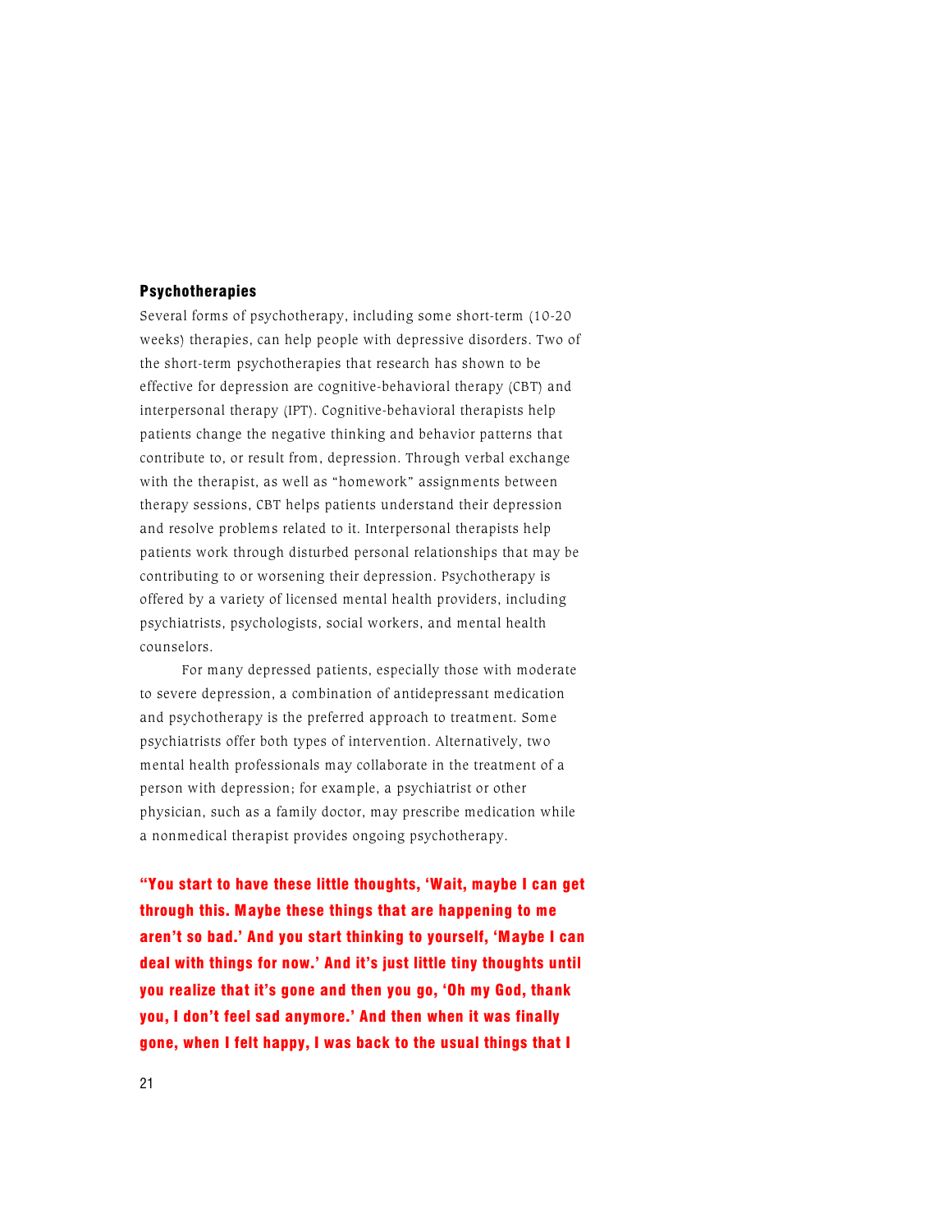## Psychotherapies

Several forms of psychotherapy, including some short-term (10-20 weeks) therapies, can help people with depressive disorders. Two of the short-term psychotherapies that research has shown to be effective for depression are cognitive-behavioral therapy (CBT) and interpersonal therapy (IPT). Cognitive-behavioral therapists help patients change the negative thinking and behavior patterns that contribute to, or result from, depression. Through verbal exchange with the therapist, as well as "homework" assignments between therapy sessions, CBT helps patients understand their depression and resolve problems related to it. Interpersonal therapists help patients work through disturbed personal relationships that may be contributing to or worsening their depression. Psychotherapy is offered by a variety of licensed mental health providers, including psychiatrists, psychologists, social workers, and mental health counselors.

For many depressed patients, especially those with moderate to severe depression, a combination of antidepressant medication and psychotherapy is the preferred approach to treatment. Some psychiatrists offer both types of intervention. Alternatively, two mental health professionals may collaborate in the treatment of a person with depression; for example, a psychiatrist or other physician, such as a family doctor, may prescribe medication while a nonmedical therapist provides ongoing psychotherapy.

**"You start to have these little thoughts, 'Wait, maybe I can get through this. Maybe these things that are happening to me aren't so bad.' And you start thinking to yourself, 'Maybe I can deal with things for now.' And it's just little tiny thoughts until you realize that it's gone and then you go, 'Oh my God, thank you, I don't feel sad anymore.' And then when it was finally gone, when I felt happy, I was back to the usual things that I**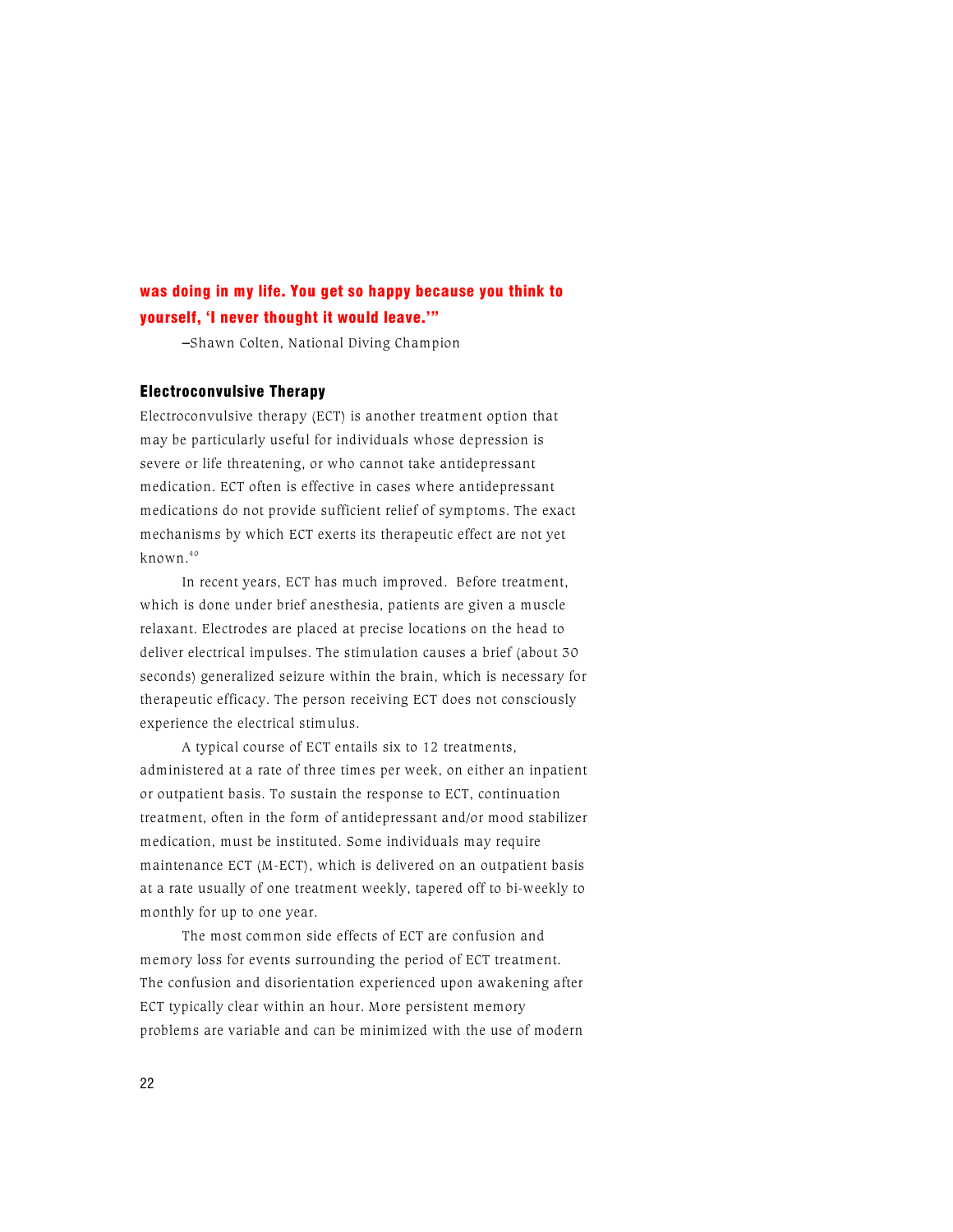**was doing in my life. You get so happy because you think to yourself, 'I never thought it would leave.'"**

–Shawn Colten, National Diving Champion

### Electroconvulsive Therapy

Electroconvulsive therapy (ECT) is another treatment option that may be particularly useful for individuals whose depression is severe or life threatening, or who cannot take antidepressant medication. ECT often is effective in cases where antidepressant medications do not provide sufficient relief of symptoms. The exact mechanisms by which ECT exerts its therapeutic effect are not yet known.[40]

In recent years, ECT has much improved. Before treatment, which is done under brief anesthesia, patients are given a muscle relaxant. Electrodes are placed at precise locations on the head to deliver electrical impulses. The stimulation causes a brief (about 30 seconds) generalized seizure within the brain, which is necessary for therapeutic efficacy. The person receiving ECT does not consciously experience the electrical stimulus.

A typical course of ECT entails six to 12 treatments, administered at a rate of three times per week, on either an inpatient or outpatient basis. To sustain the response to ECT, continuation treatment, often in the form of antidepressant and/or mood stabilizer medication, must be instituted. Some individuals may require maintenance ECT (M-ECT), which is delivered on an outpatient basis at a rate usually of one treatment weekly, tapered off to bi-weekly to monthly for up to one year.

The most common side effects of ECT are confusion and memory loss for events surrounding the period of ECT treatment. The confusion and disorientation experienced upon awakening after ECT typically clear within an hour. More persistent memory problems are variable and can be minimized with the use of modern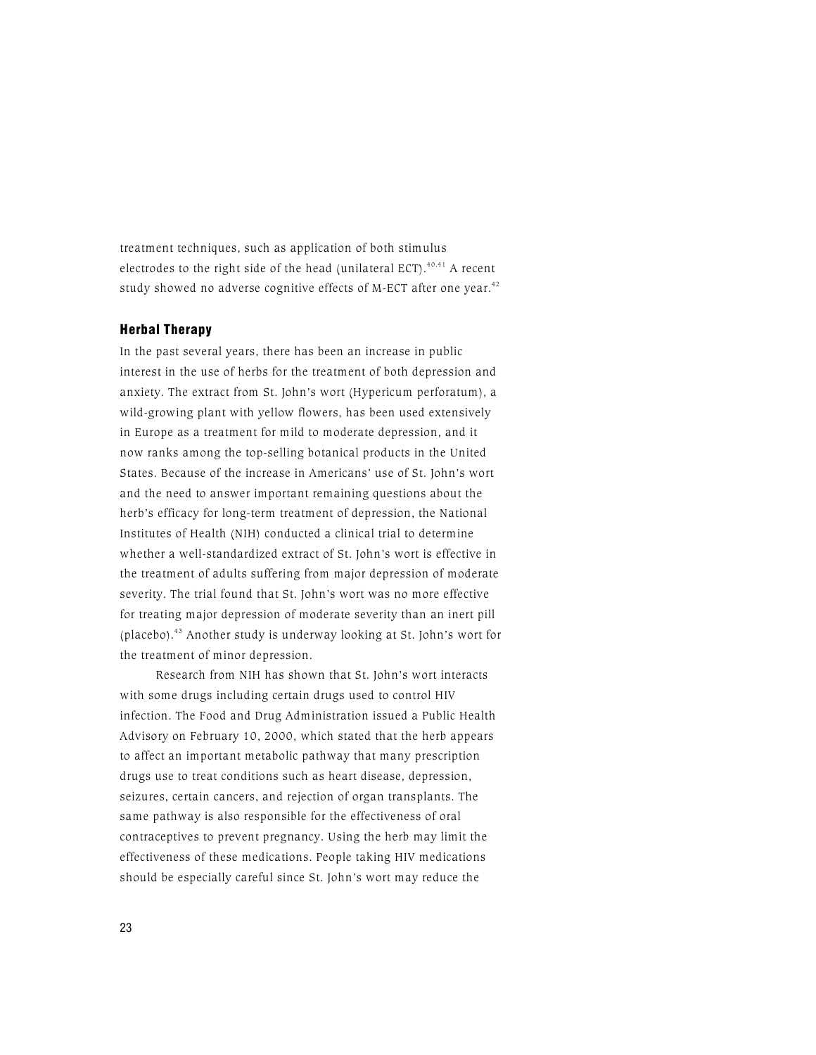treatment techniques, such as application of both stimulus electrodes to the right side of the head (unilateral ECT).[40,41] A recent study showed no adverse cognitive effects of M-ECT after one year.[42]

### Herbal Therapy

In the past several years, there has been an increase in public interest in the use of herbs for the treatment of both depression and anxiety. The extract from St. John's wort (Hypericum perforatum), a wild-growing plant with yellow flowers, has been used extensively in Europe as a treatment for mild to moderate depression, and it now ranks among the top-selling botanical products in the United States. Because of the increase in Americans' use of St. John's wort and the need to answer important remaining questions about the herb's efficacy for long-term treatment of depression, the National Institutes of Health (NIH) conducted a clinical trial to determine whether a well-standardized extract of St. John's wort is effective in the treatment of adults suffering from major depression of moderate severity. The trial found that St. John's wort was no more effective for treating major depression of moderate severity than an inert pill (placebo).[43] Another study is underway looking at St. John's wort for the treatment of minor depression.

Research from NIH has shown that St. John's wort interacts with some drugs including certain drugs used to control HIV infection. The Food and Drug Administration issued a Public Health Advisory on February 10, 2000, which stated that the herb appears to affect an important metabolic pathway that many prescription drugs use to treat conditions such as heart disease, depression, seizures, certain cancers, and rejection of organ transplants. The same pathway is also responsible for the effectiveness of oral contraceptives to prevent pregnancy. Using the herb may limit the effectiveness of these medications. People taking HIV medications should be especially careful since St. John's wort may reduce the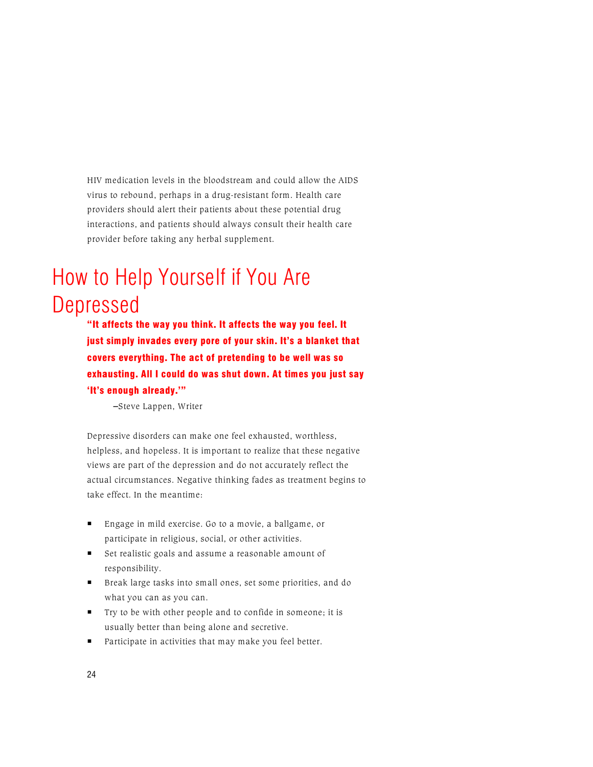HIV medication levels in the bloodstream and could allow the AIDS virus to rebound, perhaps in a drug-resistant form. Health care providers should alert their patients about these potential drug interactions, and patients should always consult their health care provider before taking any herbal supplement.

## How to Help Yourself if You Are Depressed

**"It affects the way you think. It affects the way you feel. It just simply invades every pore of your skin. It's a blanket that covers everything. The act of pretending to be well was so exhausting. All I could do was shut down. At times you just say 'It's enough already.'"**

—Steve Lappen, Writer

Depressive disorders can make one feel exhausted, worthless, helpless, and hopeless. It is important to realize that these negative views are part of the depression and do not accurately reflect the actual circumstances. Negative thinking fades as treatment begins to take effect. In the meantime:

- Engage in mild exercise. Go to a movie, a ballgame, or participate in religious, social, or other activities.
- Set realistic goals and assume a reasonable amount of responsibility.
- Break large tasks into small ones, set some priorities, and do what you can as you can.
- Try to be with other people and to confide in someone; it is usually better than being alone and secretive.
- Participate in activities that may make you feel better.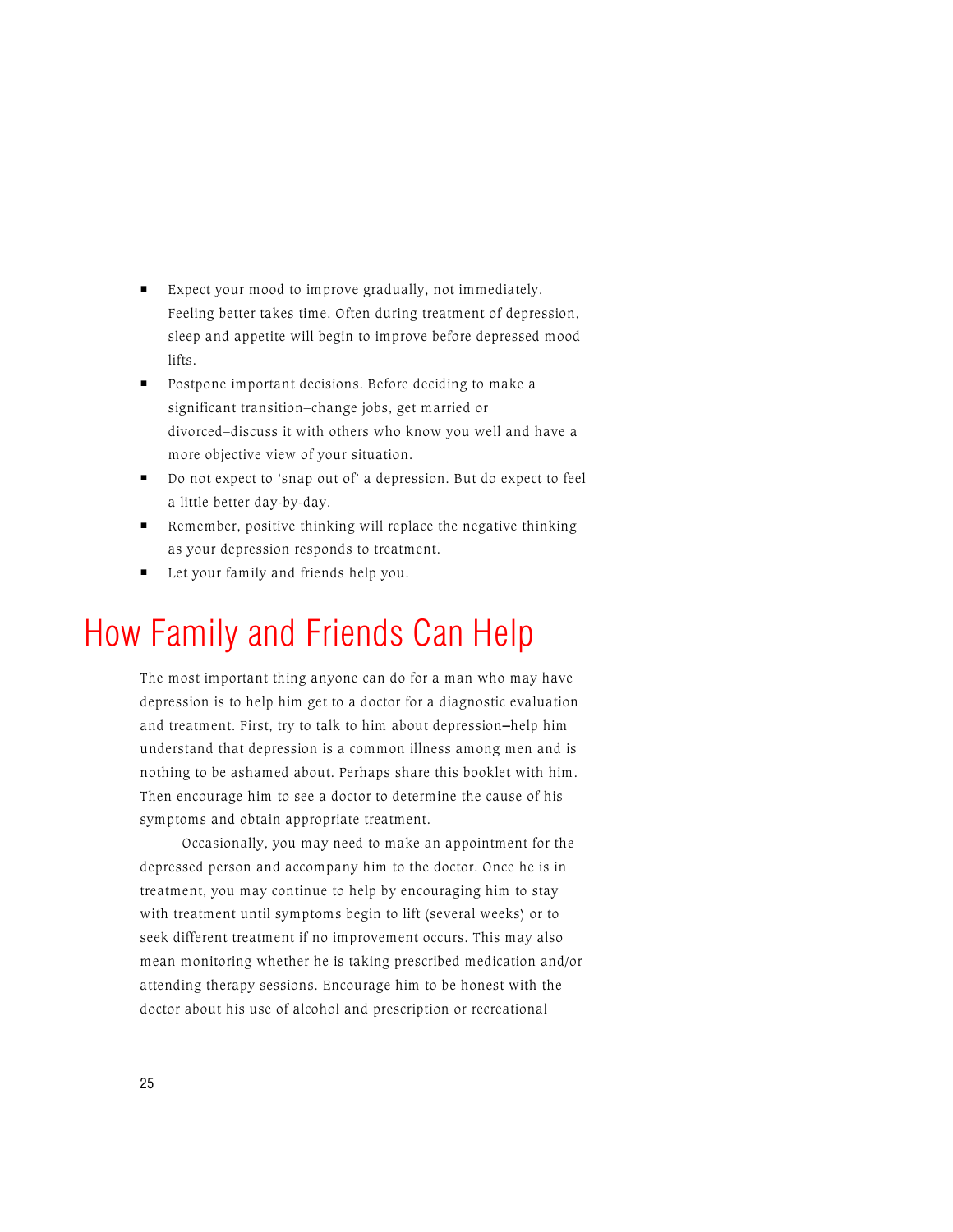- Expect your mood to improve gradually, not immediately. Feeling better takes time. Often during treatment of depression, sleep and appetite will begin to improve before depressed mood lifts.
- Postpone important decisions. Before deciding to make a significant transition–change jobs, get married or divorced–discuss it with others who know you well and have a more objective view of your situation.
- Do not expect to 'snap out of' a depression. But do expect to feel a little better day-by-day.
- Remember, positive thinking will replace the negative thinking as your depression responds to treatment.
- Let your family and friends help you.

## How Family and Friends Can Help

The most important thing anyone can do for a man who may have depression is to help him get to a doctor for a diagnostic evaluation and treatment. First, try to talk to him about depression—help him understand that depression is a common illness among men and is nothing to be ashamed about. Perhaps share this booklet with him. Then encourage him to see a doctor to determine the cause of his symptoms and obtain appropriate treatment.

Occasionally, you may need to make an appointment for the depressed person and accompany him to the doctor. Once he is in treatment, you may continue to help by encouraging him to stay with treatment until symptoms begin to lift (several weeks) or to seek different treatment if no improvement occurs. This may also mean monitoring whether he is taking prescribed medication and/or attending therapy sessions. Encourage him to be honest with the doctor about his use of alcohol and prescription or recreational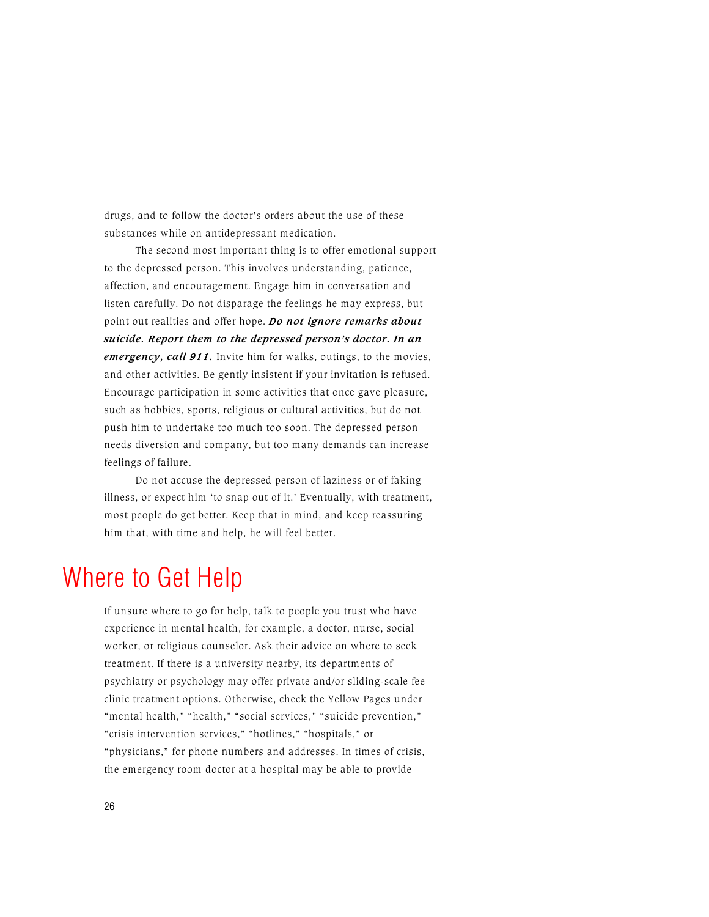drugs, and to follow the doctor's orders about the use of these substances while on antidepressant medication.

The second most important thing is to offer emotional support to the depressed person. This involves understanding, patience, affection, and encouragement. Engage him in conversation and listen carefully. Do not disparage the feelings he may express, but point out realities and offer hope. ***Do not ignore remarks about suicide. Report them to the depressed person's doctor. In an emergency, call 911.*** Invite him for walks, outings, to the movies, and other activities. Be gently insistent if your invitation is refused. Encourage participation in some activities that once gave pleasure, such as hobbies, sports, religious or cultural activities, but do not push him to undertake too much too soon. The depressed person needs diversion and company, but too many demands can increase feelings of failure.

Do not accuse the depressed person of laziness or of faking illness, or expect him 'to snap out of it.' Eventually, with treatment, most people do get better. Keep that in mind, and keep reassuring him that, with time and help, he will feel better.

## Where to Get Help

If unsure where to go for help, talk to people you trust who have experience in mental health, for example, a doctor, nurse, social worker, or religious counselor. Ask their advice on where to seek treatment. If there is a university nearby, its departments of psychiatry or psychology may offer private and/or sliding-scale fee clinic treatment options. Otherwise, check the Yellow Pages under "mental health," "health," "social services," "suicide prevention," "crisis intervention services," "hotlines," "hospitals," or "physicians," for phone numbers and addresses. In times of crisis, the emergency room doctor at a hospital may be able to provide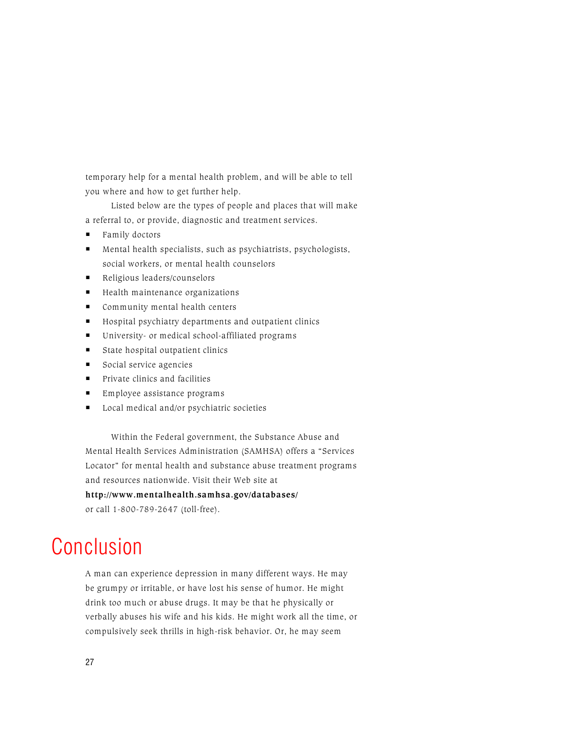temporary help for a mental health problem, and will be able to tell you where and how to get further help.

Listed below are the types of people and places that will make a referral to, or provide, diagnostic and treatment services.

- Family doctors
- Mental health specialists, such as psychiatrists, psychologists, social workers, or mental health counselors
- Religious leaders/counselors
- Health maintenance organizations
- Community mental health centers
- Hospital psychiatry departments and outpatient clinics
- University- or medical school-affiliated programs
- State hospital outpatient clinics
- Social service agencies
- Private clinics and facilities
- Employee assistance programs
- Local medical and/or psychiatric societies

Within the Federal government, the Substance Abuse and Mental Health Services Administration (SAMHSA) offers a "Services Locator" for mental health and substance abuse treatment programs and resources nationwide. Visit their Web site at **http://www.mentalhealth.samhsa.gov/databases/** or call 1-800-789-2647 (toll-free).

# Conclusion

A man can experience depression in many different ways. He may be grumpy or irritable, or have lost his sense of humor. He might drink too much or abuse drugs. It may be that he physically or verbally abuses his wife and his kids. He might work all the time, or compulsively seek thrills in high-risk behavior. Or, he may seem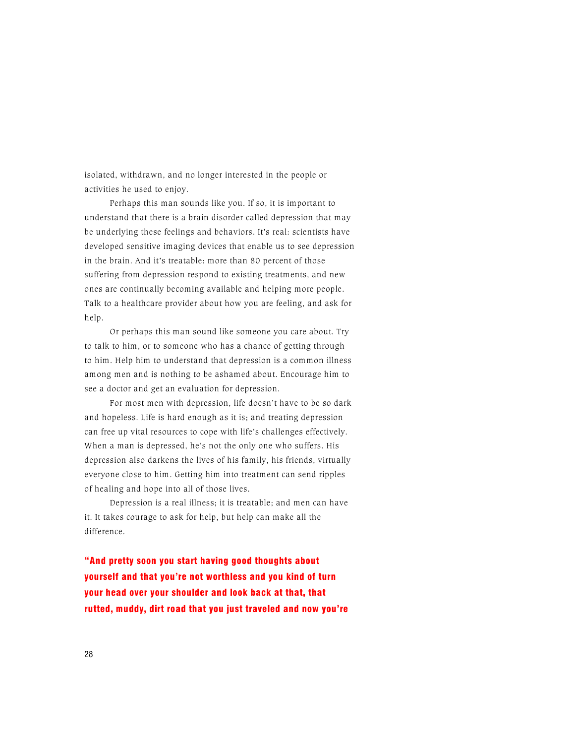isolated, withdrawn, and no longer interested in the people or activities he used to enjoy.

Perhaps this man sounds like you. If so, it is important to understand that there is a brain disorder called depression that may be underlying these feelings and behaviors. It's real: scientists have developed sensitive imaging devices that enable us to see depression in the brain. And it's treatable: more than 80 percent of those suffering from depression respond to existing treatments, and new ones are continually becoming available and helping more people. Talk to a healthcare provider about how you are feeling, and ask for help.

Or perhaps this man sound like someone you care about. Try to talk to him, or to someone who has a chance of getting through to him. Help him to understand that depression is a common illness among men and is nothing to be ashamed about. Encourage him to see a doctor and get an evaluation for depression.

For most men with depression, life doesn't have to be so dark and hopeless. Life is hard enough as it is; and treating depression can free up vital resources to cope with life's challenges effectively. When a man is depressed, he's not the only one who suffers. His depression also darkens the lives of his family, his friends, virtually everyone close to him. Getting him into treatment can send ripples of healing and hope into all of those lives.

Depression is a real illness; it is treatable; and men can have it. It takes courage to ask for help, but help can make all the difference.

**"And pretty soon you start having good thoughts about yourself and that you're not worthless and you kind of turn your head over your shoulder and look back at that, that rutted, muddy, dirt road that you just traveled and now you're**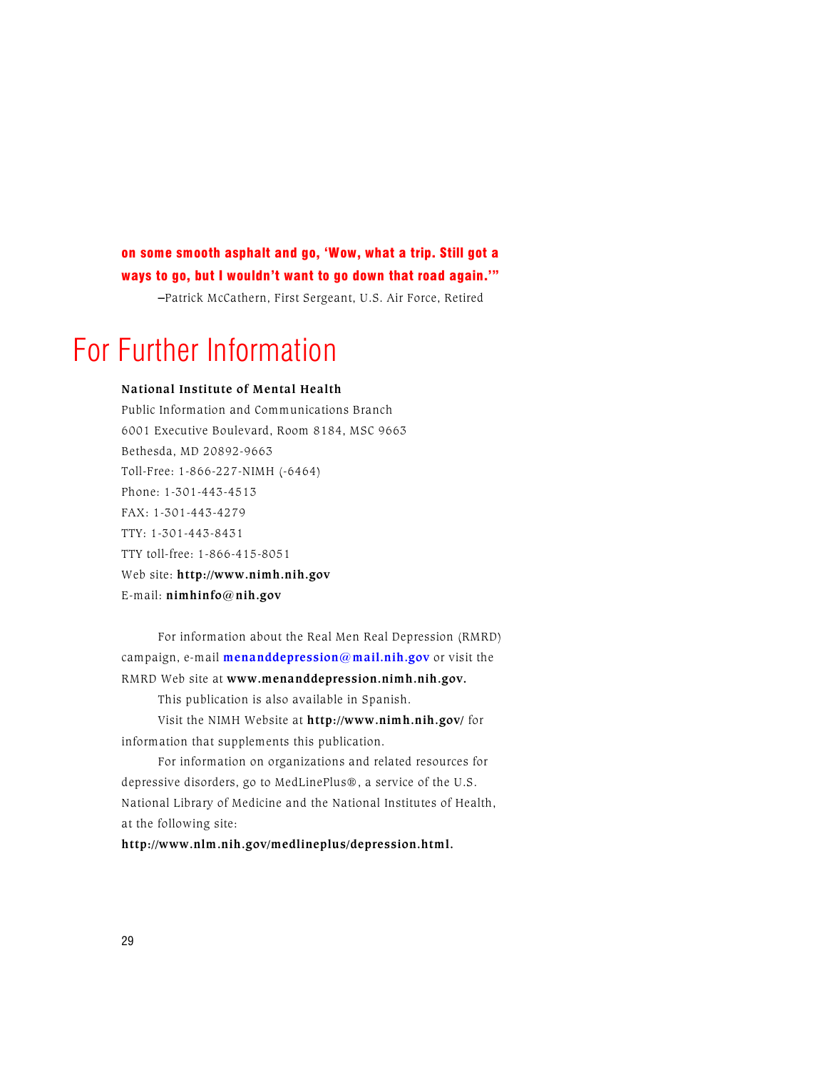**on some smooth asphalt and go, 'Wow, what a trip. Still got a ways to go, but I wouldn't want to go down that road again.'"**

—Patrick McCathern, First Sergeant, U.S. Air Force, Retired

# For Further Information

**National Institute of Mental Health**
Public Information and Communications Branch
6001 Executive Boulevard, Room 8184, MSC 9663
Bethesda, MD 20892-9663
Toll-Free: 1-866-227-NIMH (-6464)
Phone: 1-301-443-4513
FAX: 1-301-443-4279
TTY: 1-301-443-8431
TTY toll-free: 1-866-415-8051
Web site: **http://www.nimh.nih.gov**
E-mail: **nimhinfo@nih.gov**

For information about the Real Men Real Depression (RMRD) campaign, e-mail **menanddepression@mail.nih.gov** or visit the RMRD Web site at **www.menanddepression.nimh.nih.gov.**

This publication is also available in Spanish.

Visit the NIMH Website at **http://www.nimh.nih.gov/** for information that supplements this publication.

For information on organizations and related resources for depressive disorders, go to MedLinePlus®, a service of the U.S. National Library of Medicine and the National Institutes of Health, at the following site:
**http://www.nlm.nih.gov/medlineplus/depression.html.**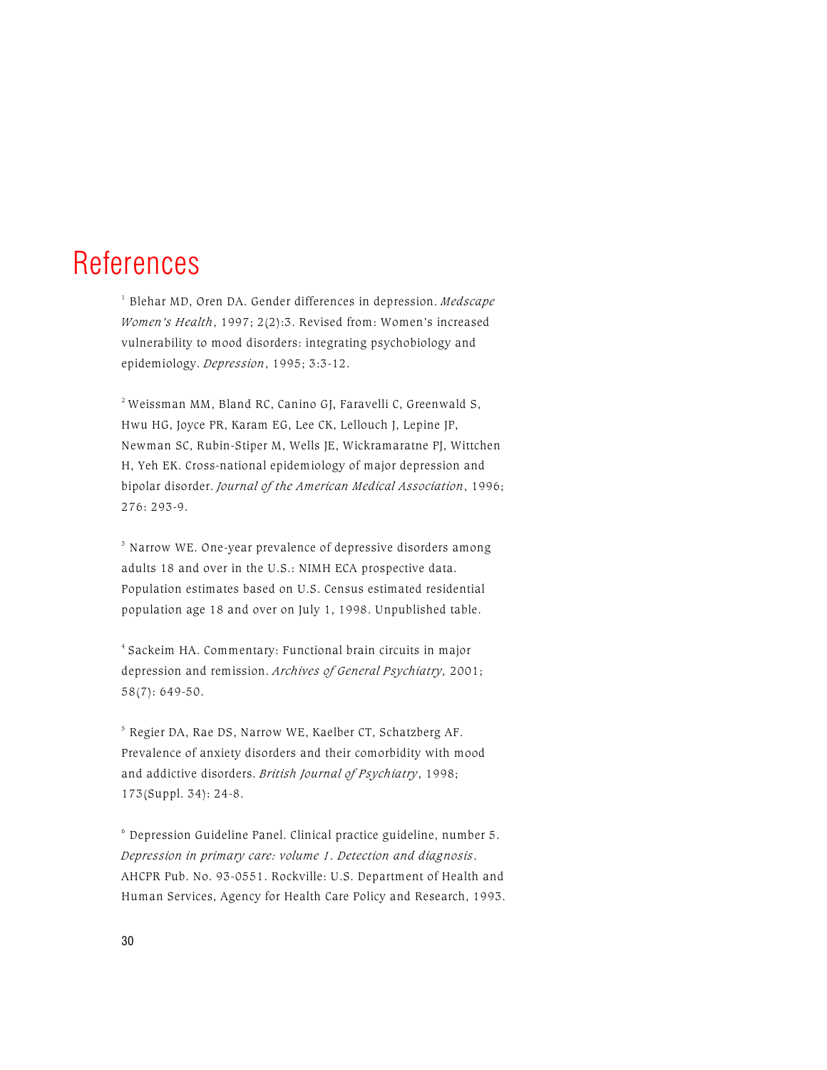# References

[1] Blehar MD, Oren DA. Gender differences in depression. *Medscape Women's Health*, 1997; 2(2):3. Revised from: Women's increased vulnerability to mood disorders: integrating psychobiology and epidemiology. *Depression*, 1995; 3:3-12.

[2] Weissman MM, Bland RC, Canino GJ, Faravelli C, Greenwald S, Hwu HG, Joyce PR, Karam EG, Lee CK, Lellouch J, Lepine JP, Newman SC, Rubin-Stiper M, Wells JE, Wickramaratne PJ, Wittchen H, Yeh EK. Cross-national epidemiology of major depression and bipolar disorder. *Journal of the American Medical Association*, 1996; 276: 293-9.

[3] Narrow WE. One-year prevalence of depressive disorders among adults 18 and over in the U.S.: NIMH ECA prospective data. Population estimates based on U.S. Census estimated residential population age 18 and over on July 1, 1998. Unpublished table.

[4] Sackeim HA. Commentary: Functional brain circuits in major depression and remission. *Archives of General Psychiatry,* 2001; 58(7): 649-50.

[5] Regier DA, Rae DS, Narrow WE, Kaelber CT, Schatzberg AF. Prevalence of anxiety disorders and their comorbidity with mood and addictive disorders. *British Journal of Psychiatry*, 1998; 173(Suppl. 34): 24-8.

[6] Depression Guideline Panel. Clinical practice guideline, number 5. *Depression in primary care: volume 1. Detection and diagnosis*. AHCPR Pub. No. 93-0551. Rockville: U.S. Department of Health and Human Services, Agency for Health Care Policy and Research, 1993.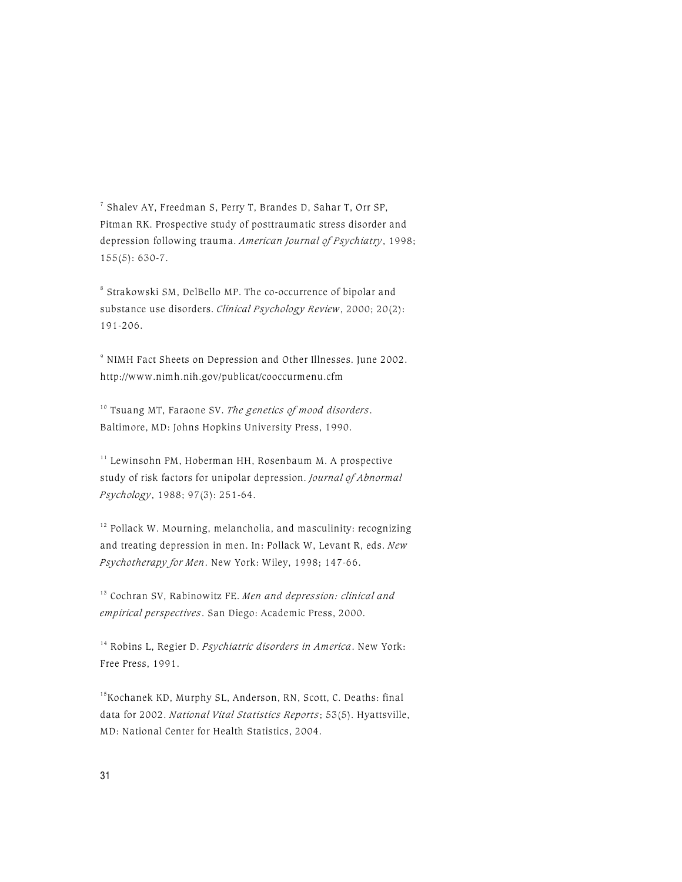[7] Shalev AY, Freedman S, Perry T, Brandes D, Sahar T, Orr SP, Pitman RK. Prospective study of posttraumatic stress disorder and depression following trauma. *American Journal of Psychiatry*, 1998; 155(5): 630-7.

[8] Strakowski SM, DelBello MP. The co-occurrence of bipolar and substance use disorders. *Clinical Psychology Review*, 2000; 20(2): 191-206.

[9] NIMH Fact Sheets on Depression and Other Illnesses. June 2002. http://www.nimh.nih.gov/publicat/cooccurmenu.cfm

[10] Tsuang MT, Faraone SV. *The genetics of mood disorders*. Baltimore, MD: Johns Hopkins University Press, 1990.

[11] Lewinsohn PM, Hoberman HH, Rosenbaum M. A prospective study of risk factors for unipolar depression. *Journal of Abnormal Psychology*, 1988; 97(3): 251-64.

[12] Pollack W. Mourning, melancholia, and masculinity: recognizing and treating depression in men. In: Pollack W, Levant R, eds. *New Psychotherapy for Men*. New York: Wiley, 1998; 147-66.

[13] Cochran SV, Rabinowitz FE. *Men and depression: clinical and empirical perspectives*. San Diego: Academic Press, 2000.

[14] Robins L, Regier D. *Psychiatric disorders in America*. New York: Free Press, 1991.

[15] Kochanek KD, Murphy SL, Anderson, RN, Scott, C. Deaths: final data for 2002. *National Vital Statistics Reports*; 53(5). Hyattsville, MD: National Center for Health Statistics, 2004.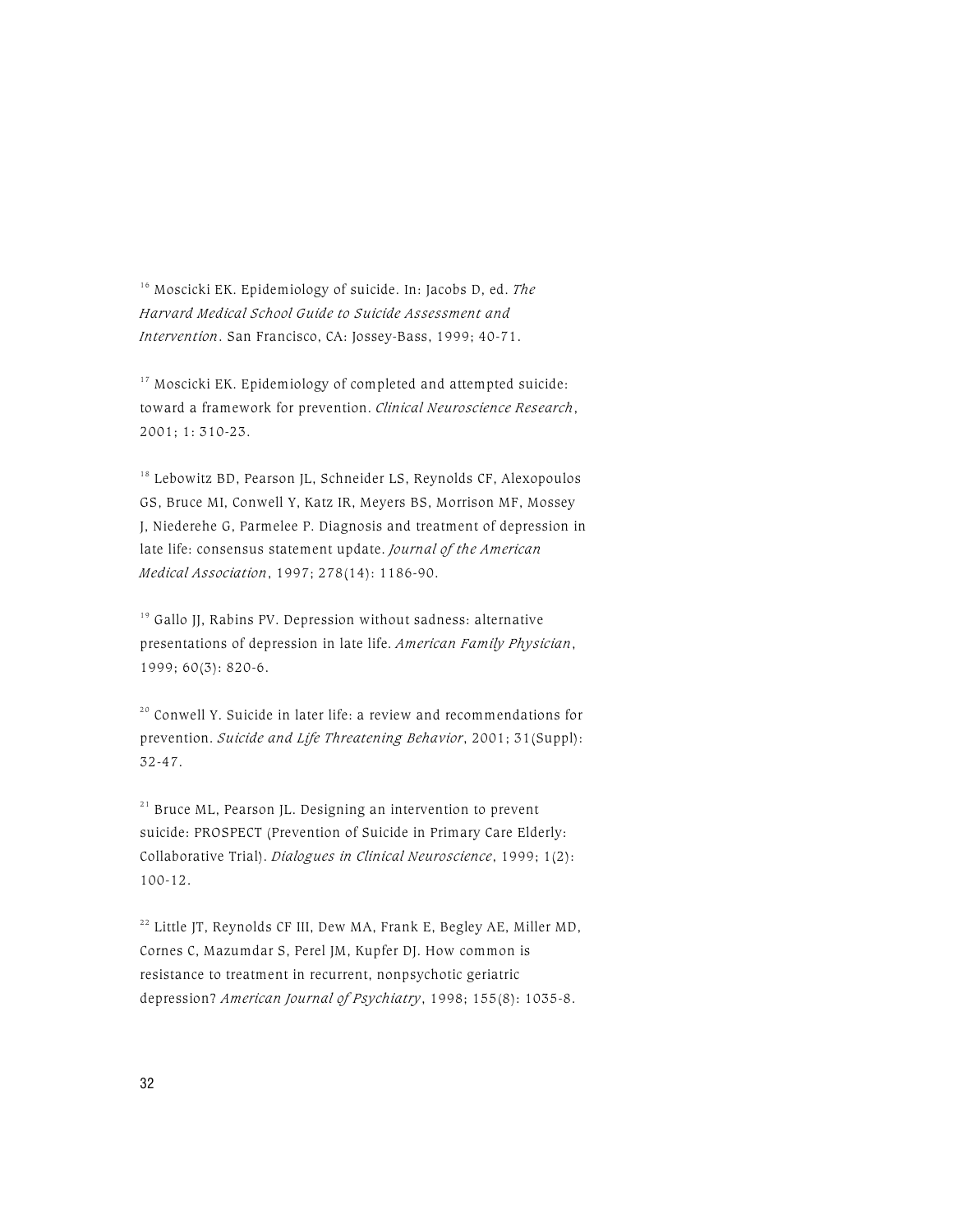[16] Moscicki EK. Epidemiology of suicide. In: Jacobs D, ed. *The Harvard Medical School Guide to Suicide Assessment and Intervention*. San Francisco, CA: Jossey-Bass, 1999; 40-71.

[17] Moscicki EK. Epidemiology of completed and attempted suicide: toward a framework for prevention. *Clinical Neuroscience Research*, 2001; 1: 310-23.

[18] Lebowitz BD, Pearson JL, Schneider LS, Reynolds CF, Alexopoulos GS, Bruce MI, Conwell Y, Katz IR, Meyers BS, Morrison MF, Mossey J, Niederehe G, Parmelee P. Diagnosis and treatment of depression in late life: consensus statement update. *Journal of the American Medical Association*, 1997; 278(14): 1186-90.

[19] Gallo JJ, Rabins PV. Depression without sadness: alternative presentations of depression in late life. *American Family Physician*, 1999; 60(3): 820-6.

[20] Conwell Y. Suicide in later life: a review and recommendations for prevention. *Suicide and Life Threatening Behavior*, 2001; 31(Suppl): 32-47.

[21] Bruce ML, Pearson JL. Designing an intervention to prevent suicide: PROSPECT (Prevention of Suicide in Primary Care Elderly: Collaborative Trial). *Dialogues in Clinical Neuroscience*, 1999; 1(2): 100-12.

[22] Little JT, Reynolds CF III, Dew MA, Frank E, Begley AE, Miller MD, Cornes C, Mazumdar S, Perel JM, Kupfer DJ. How common is resistance to treatment in recurrent, nonpsychotic geriatric depression? *American Journal of Psychiatry*, 1998; 155(8): 1035-8.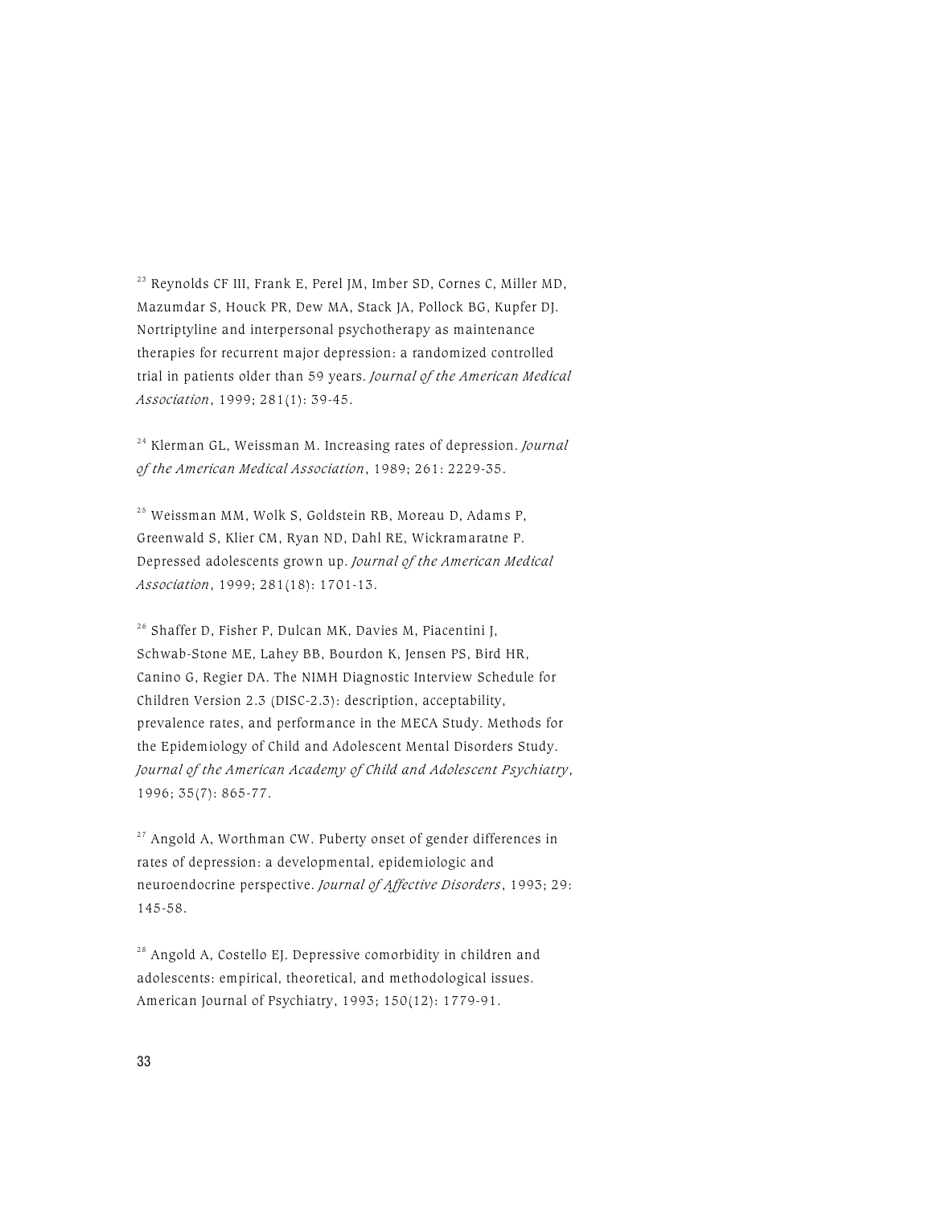[23] Reynolds CF III, Frank E, Perel JM, Imber SD, Cornes C, Miller MD, Mazumdar S, Houck PR, Dew MA, Stack JA, Pollock BG, Kupfer DJ. Nortriptyline and interpersonal psychotherapy as maintenance therapies for recurrent major depression: a randomized controlled trial in patients older than 59 years. *Journal of the American Medical Association*, 1999; 281(1): 39-45.

[24] Klerman GL, Weissman M. Increasing rates of depression. *Journal of the American Medical Association*, 1989; 261: 2229-35.

[25] Weissman MM, Wolk S, Goldstein RB, Moreau D, Adams P, Greenwald S, Klier CM, Ryan ND, Dahl RE, Wickramaratne P. Depressed adolescents grown up. *Journal of the American Medical Association*, 1999; 281(18): 1701-13.

[26] Shaffer D, Fisher P, Dulcan MK, Davies M, Piacentini J, Schwab-Stone ME, Lahey BB, Bourdon K, Jensen PS, Bird HR, Canino G, Regier DA. The NIMH Diagnostic Interview Schedule for Children Version 2.3 (DISC-2.3): description, acceptability, prevalence rates, and performance in the MECA Study. Methods for the Epidemiology of Child and Adolescent Mental Disorders Study. *Journal of the American Academy of Child and Adolescent Psychiatry*, 1996; 35(7): 865-77.

[27] Angold A, Worthman CW. Puberty onset of gender differences in rates of depression: a developmental, epidemiologic and neuroendocrine perspective. *Journal of Affective Disorders*, 1993; 29: 145-58.

[28] Angold A, Costello EJ. Depressive comorbidity in children and adolescents: empirical, theoretical, and methodological issues. American Journal of Psychiatry, 1993; 150(12): 1779-91.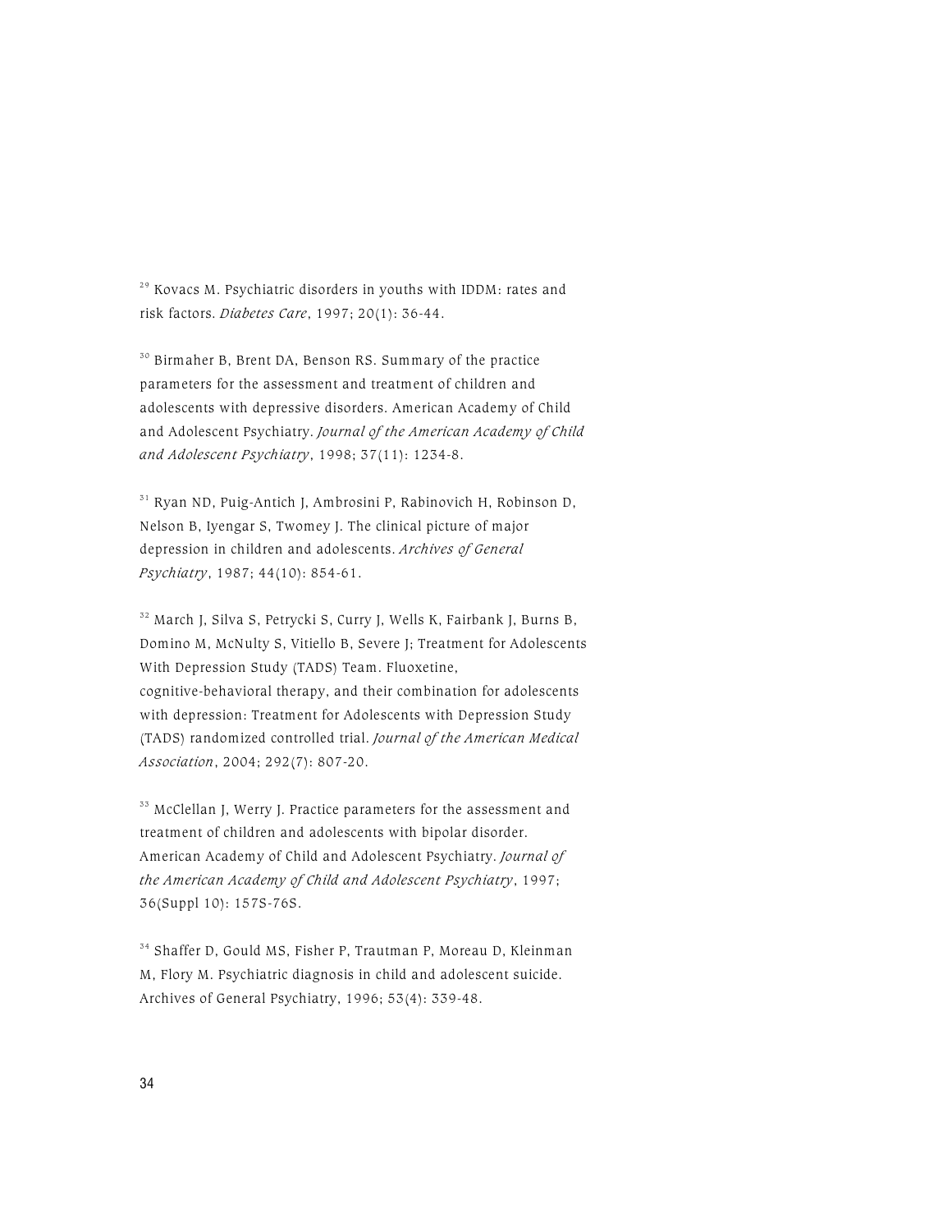[29] Kovacs M. Psychiatric disorders in youths with IDDM: rates and risk factors. *Diabetes Care*, 1997; 20(1): 36-44.

[30] Birmaher B, Brent DA, Benson RS. Summary of the practice parameters for the assessment and treatment of children and adolescents with depressive disorders. American Academy of Child and Adolescent Psychiatry. *Journal of the American Academy of Child and Adolescent Psychiatry*, 1998; 37(11): 1234-8.

[31] Ryan ND, Puig-Antich J, Ambrosini P, Rabinovich H, Robinson D, Nelson B, Iyengar S, Twomey J. The clinical picture of major depression in children and adolescents. *Archives of General Psychiatry*, 1987; 44(10): 854-61.

[32] March J, Silva S, Petrycki S, Curry J, Wells K, Fairbank J, Burns B, Domino M, McNulty S, Vitiello B, Severe J; Treatment for Adolescents With Depression Study (TADS) Team. Fluoxetine, cognitive-behavioral therapy, and their combination for adolescents with depression: Treatment for Adolescents with Depression Study (TADS) randomized controlled trial. *Journal of the American Medical Association*, 2004; 292(7): 807-20.

[33] McClellan J, Werry J. Practice parameters for the assessment and treatment of children and adolescents with bipolar disorder. American Academy of Child and Adolescent Psychiatry. *Journal of the American Academy of Child and Adolescent Psychiatry*, 1997; 36(Suppl 10): 157S-76S.

[34] Shaffer D, Gould MS, Fisher P, Trautman P, Moreau D, Kleinman M, Flory M. Psychiatric diagnosis in child and adolescent suicide. Archives of General Psychiatry, 1996; 53(4): 339-48.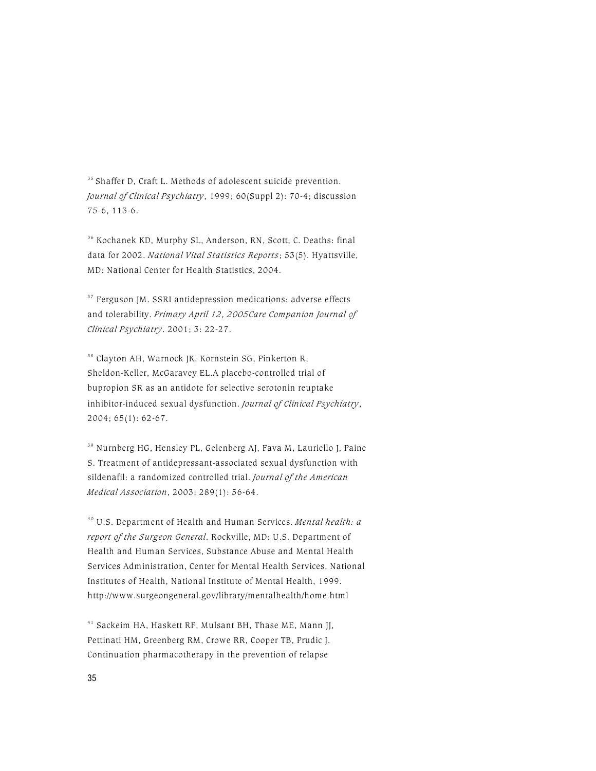[35] Shaffer D, Craft L. Methods of adolescent suicide prevention. *Journal of Clinical Psychiatry*, 1999; 60(Suppl 2): 70-4; discussion 75-6, 113-6.

[36] Kochanek KD, Murphy SL, Anderson, RN, Scott, C. Deaths: final data for 2002. *National Vital Statistics Reports*; 53(5). Hyattsville, MD: National Center for Health Statistics, 2004.

[37] Ferguson JM. SSRI antidepression medications: adverse effects and tolerability. *Primary April 12, 2005Care Companion Journal of Clinical Psychiatry*. 2001; 3: 22-27.

[38] Clayton AH, Warnock JK, Kornstein SG, Pinkerton R, Sheldon-Keller, McGaravey EL.A placebo-controlled trial of bupropion SR as an antidote for selective serotonin reuptake inhibitor-induced sexual dysfunction. *Journal of Clinical Psychiatry*, 2004; 65(1): 62-67.

[39] Nurnberg HG, Hensley PL, Gelenberg AJ, Fava M, Lauriello J, Paine S. Treatment of antidepressant-associated sexual dysfunction with sildenafil: a randomized controlled trial. *Journal of the American Medical Association*, 2003; 289(1): 56-64.

[40] U.S. Department of Health and Human Services. *Mental health: a report of the Surgeon General*. Rockville, MD: U.S. Department of Health and Human Services, Substance Abuse and Mental Health Services Administration, Center for Mental Health Services, National Institutes of Health, National Institute of Mental Health, 1999. http://www.surgeongeneral.gov/library/mentalhealth/home.html

[41] Sackeim HA, Haskett RF, Mulsant BH, Thase ME, Mann JJ, Pettinati HM, Greenberg RM, Crowe RR, Cooper TB, Prudic J. Continuation pharmacotherapy in the prevention of relapse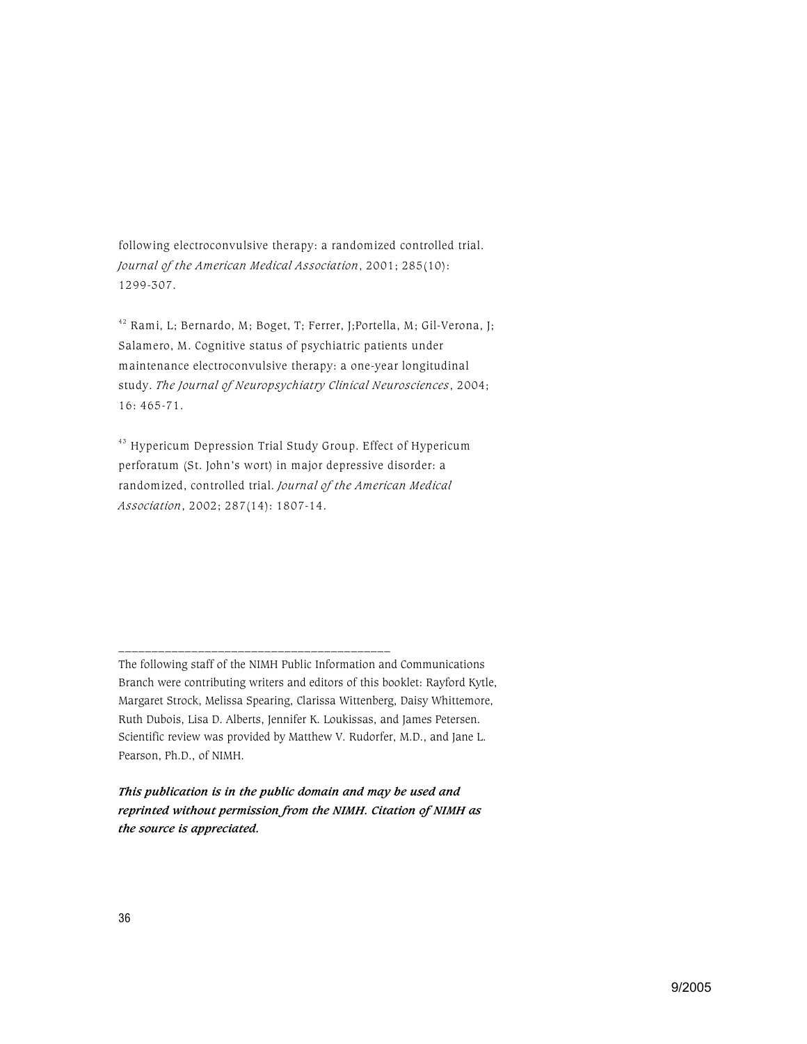following electroconvulsive therapy: a randomized controlled trial. *Journal of the American Medical Association*, 2001; 285(10): 1299-307.

[42] Rami, L; Bernardo, M; Boget, T; Ferrer, J;Portella, M; Gil-Verona, J; Salamero, M. Cognitive status of psychiatric patients under maintenance electroconvulsive therapy: a one-year longitudinal study. *The Journal of Neuropsychiatry Clinical Neurosciences*, 2004; 16: 465-71.

[43] Hypericum Depression Trial Study Group. Effect of Hypericum perforatum (St. John's wort) in major depressive disorder: a randomized, controlled trial. *Journal of the American Medical Association*, 2002; 287(14): 1807-14.

---

The following staff of the NIMH Public Information and Communications Branch were contributing writers and editors of this booklet: Rayford Kytle, Margaret Strock, Melissa Spearing, Clarissa Wittenberg, Daisy Whittemore, Ruth Dubois, Lisa D. Alberts, Jennifer K. Loukissas, and James Petersen. Scientific review was provided by Matthew V. Rudorfer, M.D., and Jane L. Pearson, Ph.D., of NIMH.

***This publication is in the public domain and may be used and reprinted without permission from the NIMH. Citation of NIMH as the source is appreciated.***

9/2005